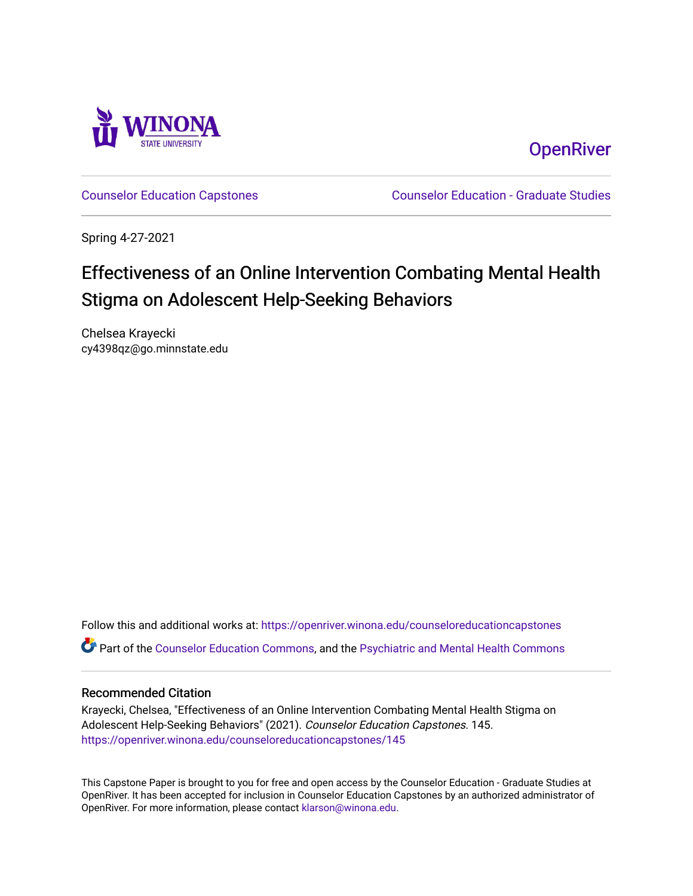OpenRiver

Counselor Education Capstones

Counselor Education - Graduate Studies

Spring 4-27-2021

# Effectiveness of an Online Intervention Combating Mental Health Stigma on Adolescent Help-Seeking Behaviors

Chelsea Krayecki
cy4398qz@go.minnstate.edu

Follow this and additional works at: https://openriver.winona.edu/counseloreducationcapstones

Part of the Counselor Education Commons, and the Psychiatric and Mental Health Commons

## Recommended Citation

Krayecki, Chelsea, "Effectiveness of an Online Intervention Combating Mental Health Stigma on Adolescent Help-Seeking Behaviors" (2021). *Counselor Education Capstones*. 145.
https://openriver.winona.edu/counseloreducationcapstones/145

This Capstone Paper is brought to you for free and open access by the Counselor Education - Graduate Studies at OpenRiver. It has been accepted for inclusion in Counselor Education Capstones by an authorized administrator of OpenRiver. For more information, please contact klarson@winona.edu.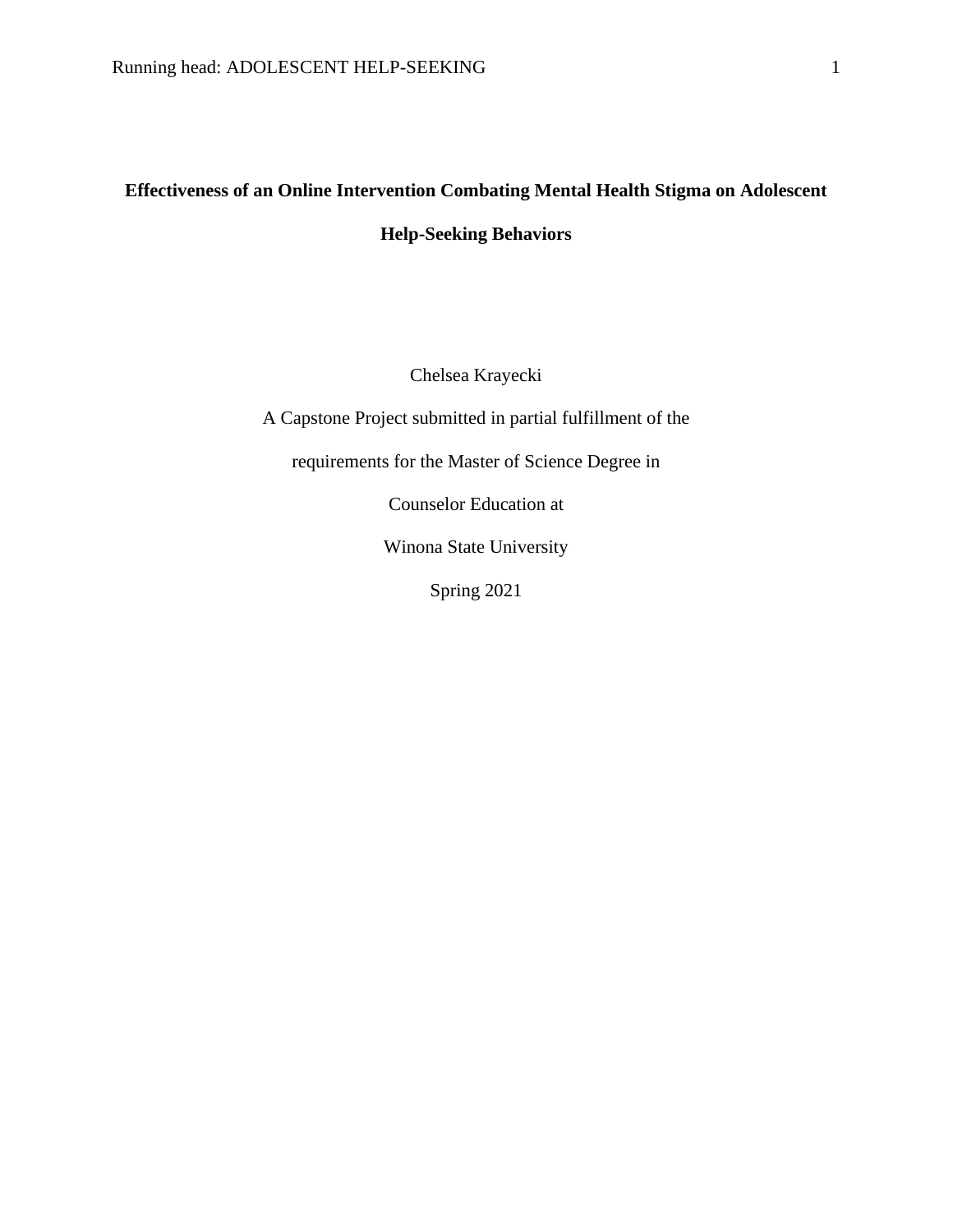**Effectiveness of an Online Intervention Combating Mental Health Stigma on Adolescent Help-Seeking Behaviors**

Chelsea Krayecki

A Capstone Project submitted in partial fulfillment of the

requirements for the Master of Science Degree in

Counselor Education at

Winona State University

Spring 2021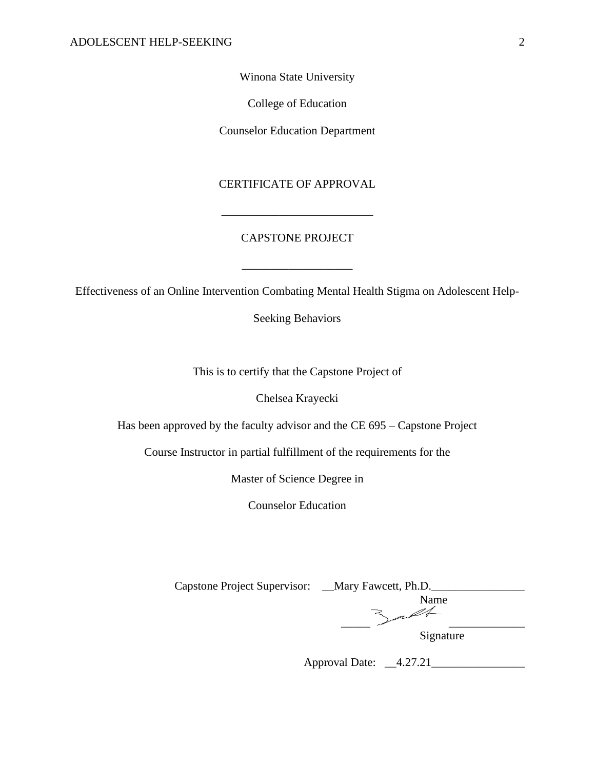Winona State University

College of Education

Counselor Education Department

CERTIFICATE OF APPROVAL

___________________________

CAPSTONE PROJECT

___________________

Effectiveness of an Online Intervention Combating Mental Health Stigma on Adolescent Help-Seeking Behaviors

This is to certify that the Capstone Project of

Chelsea Krayecki

Has been approved by the faculty advisor and the CE 695 – Capstone Project Course Instructor in partial fulfillment of the requirements for the

Master of Science Degree in

Counselor Education

Capstone Project Supervisor: __Mary Fawcett, Ph.D.________________
Name

_____ _____________
Signature

Approval Date: __4.27.21________________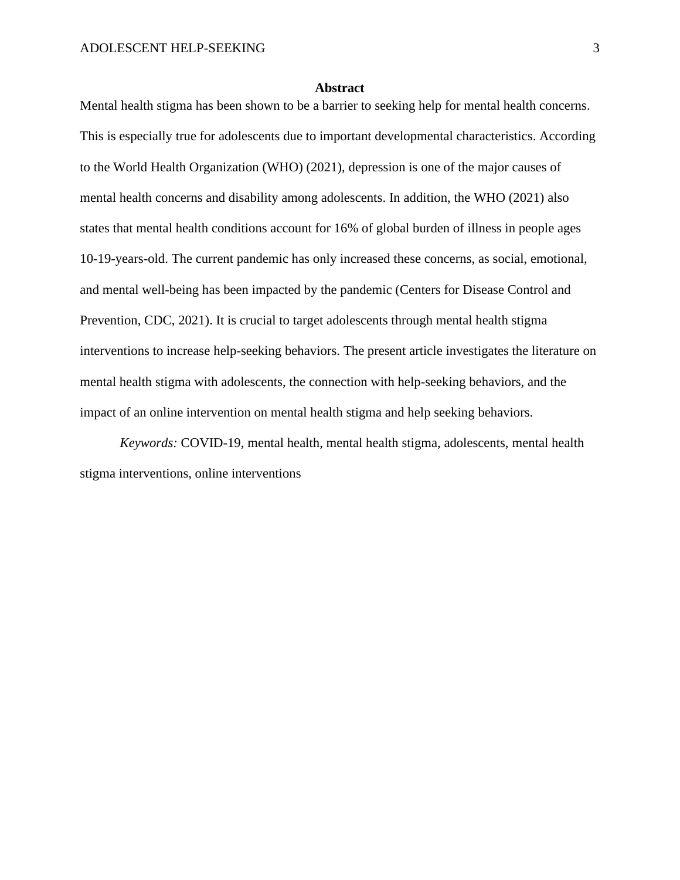# Abstract

Mental health stigma has been shown to be a barrier to seeking help for mental health concerns. This is especially true for adolescents due to important developmental characteristics. According to the World Health Organization (WHO) (2021), depression is one of the major causes of mental health concerns and disability among adolescents. In addition, the WHO (2021) also states that mental health conditions account for 16% of global burden of illness in people ages 10-19-years-old. The current pandemic has only increased these concerns, as social, emotional, and mental well-being has been impacted by the pandemic (Centers for Disease Control and Prevention, CDC, 2021). It is crucial to target adolescents through mental health stigma interventions to increase help-seeking behaviors. The present article investigates the literature on mental health stigma with adolescents, the connection with help-seeking behaviors, and the impact of an online intervention on mental health stigma and help seeking behaviors.

*Keywords:* COVID-19, mental health, mental health stigma, adolescents, mental health stigma interventions, online interventions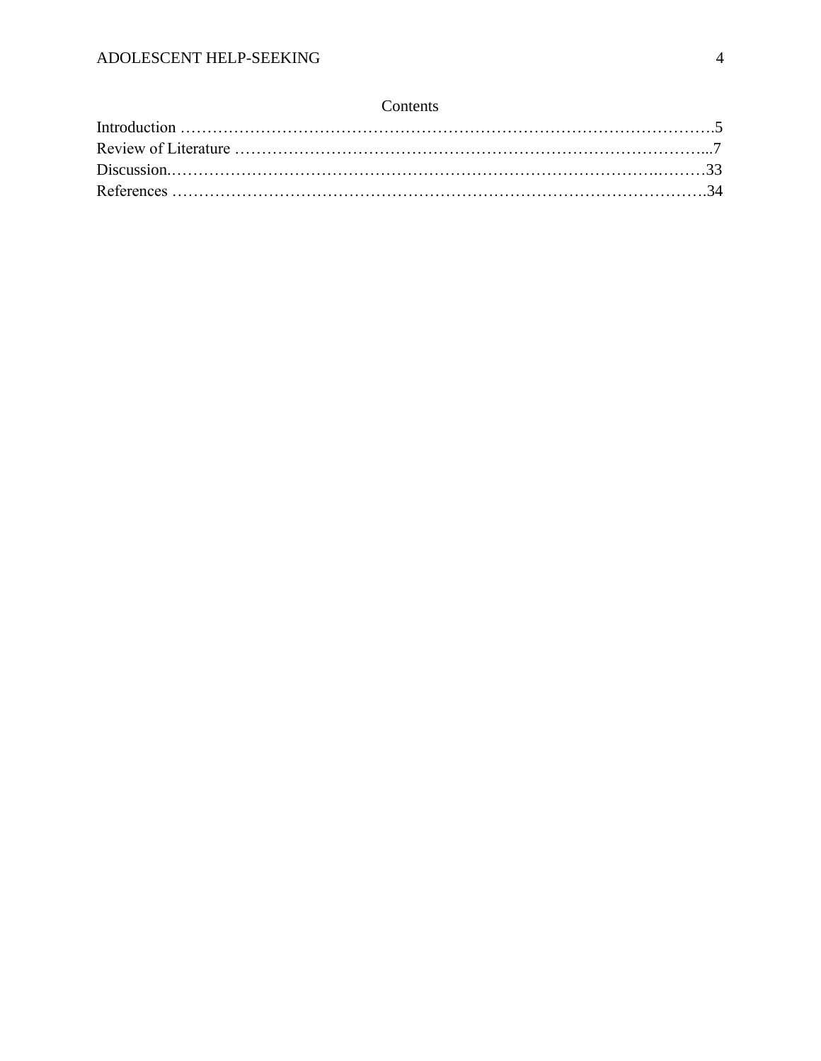# Contents

Introduction ……………………………………………………………………………………….5
Review of Literature ……………………………………………………………………………...7
Discussion.……………………………………………………………………………….………33
References ……………………………………………………………………………………….34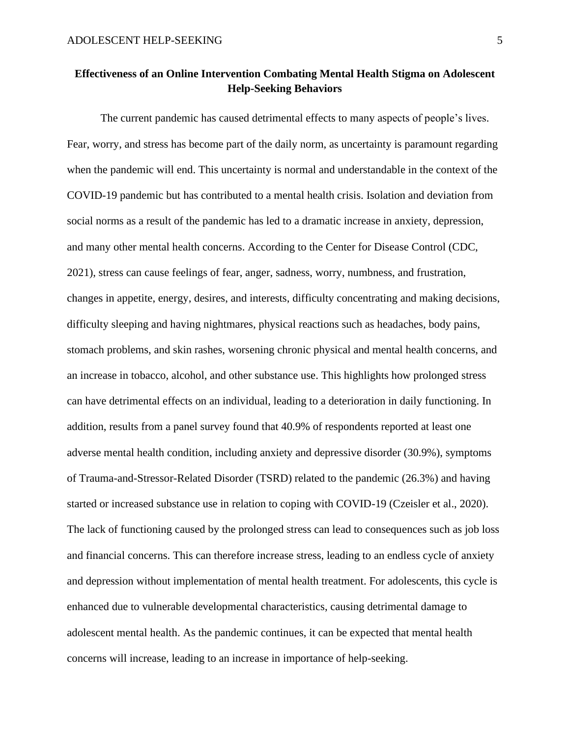# Effectiveness of an Online Intervention Combating Mental Health Stigma on Adolescent Help-Seeking Behaviors

The current pandemic has caused detrimental effects to many aspects of people's lives. Fear, worry, and stress has become part of the daily norm, as uncertainty is paramount regarding when the pandemic will end. This uncertainty is normal and understandable in the context of the COVID-19 pandemic but has contributed to a mental health crisis. Isolation and deviation from social norms as a result of the pandemic has led to a dramatic increase in anxiety, depression, and many other mental health concerns. According to the Center for Disease Control (CDC, 2021), stress can cause feelings of fear, anger, sadness, worry, numbness, and frustration, changes in appetite, energy, desires, and interests, difficulty concentrating and making decisions, difficulty sleeping and having nightmares, physical reactions such as headaches, body pains, stomach problems, and skin rashes, worsening chronic physical and mental health concerns, and an increase in tobacco, alcohol, and other substance use. This highlights how prolonged stress can have detrimental effects on an individual, leading to a deterioration in daily functioning. In addition, results from a panel survey found that 40.9% of respondents reported at least one adverse mental health condition, including anxiety and depressive disorder (30.9%), symptoms of Trauma-and-Stressor-Related Disorder (TSRD) related to the pandemic (26.3%) and having started or increased substance use in relation to coping with COVID-19 (Czeisler et al., 2020). The lack of functioning caused by the prolonged stress can lead to consequences such as job loss and financial concerns. This can therefore increase stress, leading to an endless cycle of anxiety and depression without implementation of mental health treatment. For adolescents, this cycle is enhanced due to vulnerable developmental characteristics, causing detrimental damage to adolescent mental health. As the pandemic continues, it can be expected that mental health concerns will increase, leading to an increase in importance of help-seeking.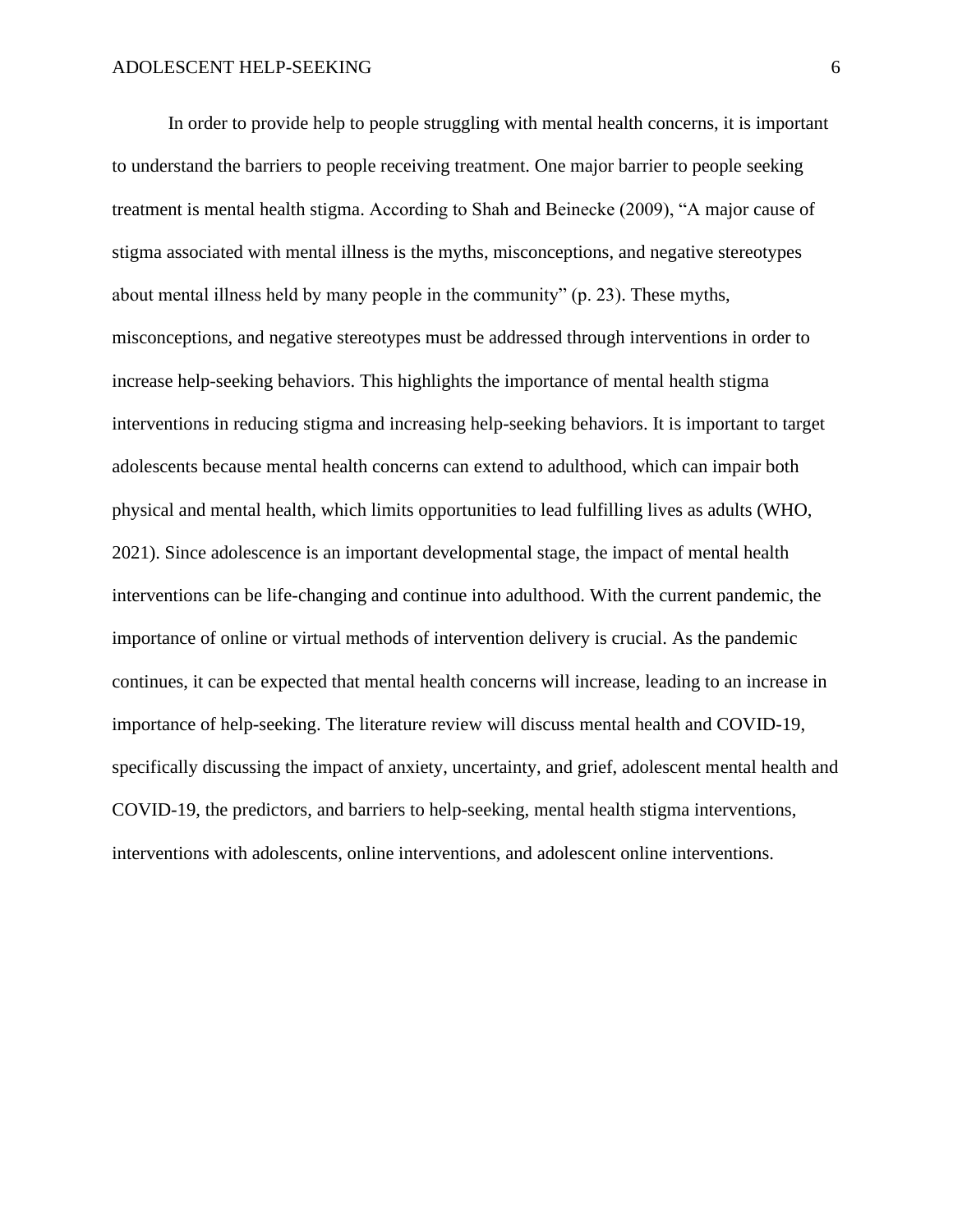In order to provide help to people struggling with mental health concerns, it is important to understand the barriers to people receiving treatment. One major barrier to people seeking treatment is mental health stigma. According to Shah and Beinecke (2009), "A major cause of stigma associated with mental illness is the myths, misconceptions, and negative stereotypes about mental illness held by many people in the community" (p. 23). These myths, misconceptions, and negative stereotypes must be addressed through interventions in order to increase help-seeking behaviors. This highlights the importance of mental health stigma interventions in reducing stigma and increasing help-seeking behaviors. It is important to target adolescents because mental health concerns can extend to adulthood, which can impair both physical and mental health, which limits opportunities to lead fulfilling lives as adults (WHO, 2021). Since adolescence is an important developmental stage, the impact of mental health interventions can be life-changing and continue into adulthood. With the current pandemic, the importance of online or virtual methods of intervention delivery is crucial. As the pandemic continues, it can be expected that mental health concerns will increase, leading to an increase in importance of help-seeking. The literature review will discuss mental health and COVID-19, specifically discussing the impact of anxiety, uncertainty, and grief, adolescent mental health and COVID-19, the predictors, and barriers to help-seeking, mental health stigma interventions, interventions with adolescents, online interventions, and adolescent online interventions.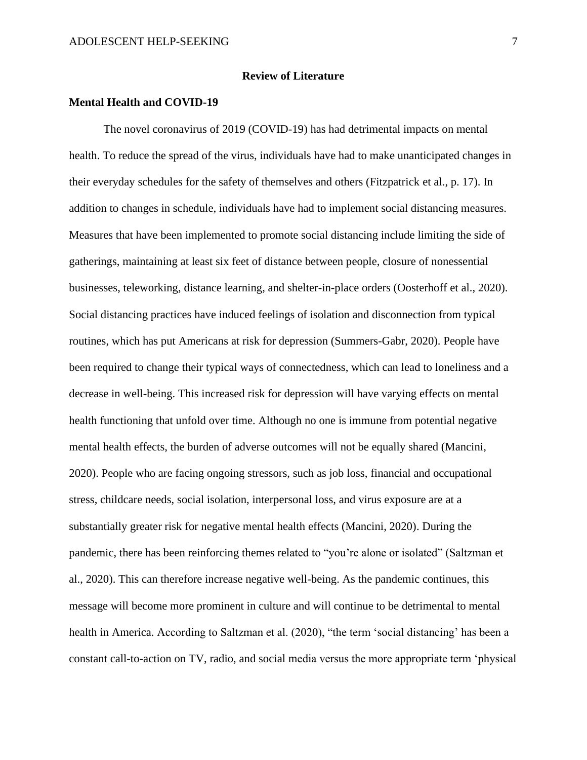## Review of Literature

### Mental Health and COVID-19

The novel coronavirus of 2019 (COVID-19) has had detrimental impacts on mental health. To reduce the spread of the virus, individuals have had to make unanticipated changes in their everyday schedules for the safety of themselves and others (Fitzpatrick et al., p. 17). In addition to changes in schedule, individuals have had to implement social distancing measures. Measures that have been implemented to promote social distancing include limiting the side of gatherings, maintaining at least six feet of distance between people, closure of nonessential businesses, teleworking, distance learning, and shelter-in-place orders (Oosterhoff et al., 2020). Social distancing practices have induced feelings of isolation and disconnection from typical routines, which has put Americans at risk for depression (Summers-Gabr, 2020). People have been required to change their typical ways of connectedness, which can lead to loneliness and a decrease in well-being. This increased risk for depression will have varying effects on mental health functioning that unfold over time. Although no one is immune from potential negative mental health effects, the burden of adverse outcomes will not be equally shared (Mancini, 2020). People who are facing ongoing stressors, such as job loss, financial and occupational stress, childcare needs, social isolation, interpersonal loss, and virus exposure are at a substantially greater risk for negative mental health effects (Mancini, 2020). During the pandemic, there has been reinforcing themes related to "you're alone or isolated" (Saltzman et al., 2020). This can therefore increase negative well-being. As the pandemic continues, this message will become more prominent in culture and will continue to be detrimental to mental health in America. According to Saltzman et al. (2020), "the term 'social distancing' has been a constant call-to-action on TV, radio, and social media versus the more appropriate term 'physical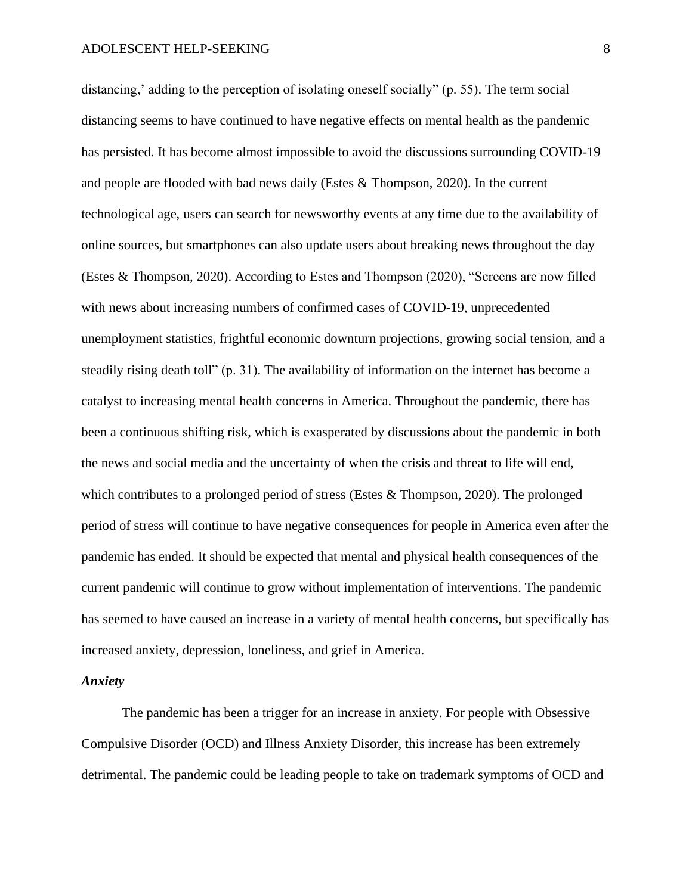distancing,' adding to the perception of isolating oneself socially" (p. 55). The term social distancing seems to have continued to have negative effects on mental health as the pandemic has persisted. It has become almost impossible to avoid the discussions surrounding COVID-19 and people are flooded with bad news daily (Estes & Thompson, 2020). In the current technological age, users can search for newsworthy events at any time due to the availability of online sources, but smartphones can also update users about breaking news throughout the day (Estes & Thompson, 2020). According to Estes and Thompson (2020), "Screens are now filled with news about increasing numbers of confirmed cases of COVID-19, unprecedented unemployment statistics, frightful economic downturn projections, growing social tension, and a steadily rising death toll" (p. 31). The availability of information on the internet has become a catalyst to increasing mental health concerns in America. Throughout the pandemic, there has been a continuous shifting risk, which is exasperated by discussions about the pandemic in both the news and social media and the uncertainty of when the crisis and threat to life will end, which contributes to a prolonged period of stress (Estes & Thompson, 2020). The prolonged period of stress will continue to have negative consequences for people in America even after the pandemic has ended. It should be expected that mental and physical health consequences of the current pandemic will continue to grow without implementation of interventions. The pandemic has seemed to have caused an increase in a variety of mental health concerns, but specifically has increased anxiety, depression, loneliness, and grief in America.

### *Anxiety*

The pandemic has been a trigger for an increase in anxiety. For people with Obsessive Compulsive Disorder (OCD) and Illness Anxiety Disorder, this increase has been extremely detrimental. The pandemic could be leading people to take on trademark symptoms of OCD and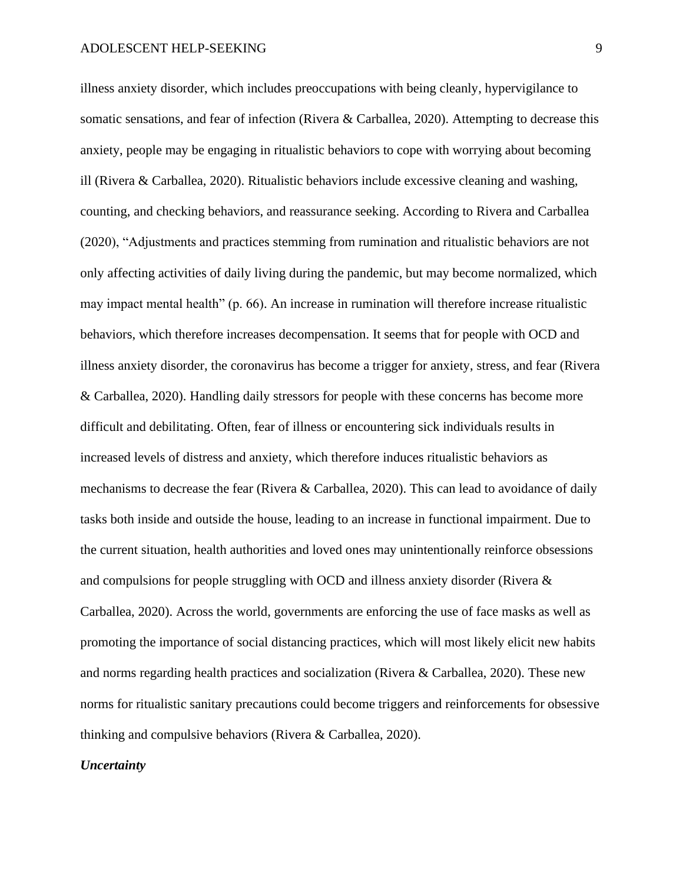illness anxiety disorder, which includes preoccupations with being cleanly, hypervigilance to somatic sensations, and fear of infection (Rivera & Carballea, 2020). Attempting to decrease this anxiety, people may be engaging in ritualistic behaviors to cope with worrying about becoming ill (Rivera & Carballea, 2020). Ritualistic behaviors include excessive cleaning and washing, counting, and checking behaviors, and reassurance seeking. According to Rivera and Carballea (2020), "Adjustments and practices stemming from rumination and ritualistic behaviors are not only affecting activities of daily living during the pandemic, but may become normalized, which may impact mental health" (p. 66). An increase in rumination will therefore increase ritualistic behaviors, which therefore increases decompensation. It seems that for people with OCD and illness anxiety disorder, the coronavirus has become a trigger for anxiety, stress, and fear (Rivera & Carballea, 2020). Handling daily stressors for people with these concerns has become more difficult and debilitating. Often, fear of illness or encountering sick individuals results in increased levels of distress and anxiety, which therefore induces ritualistic behaviors as mechanisms to decrease the fear (Rivera & Carballea, 2020). This can lead to avoidance of daily tasks both inside and outside the house, leading to an increase in functional impairment. Due to the current situation, health authorities and loved ones may unintentionally reinforce obsessions and compulsions for people struggling with OCD and illness anxiety disorder (Rivera & Carballea, 2020). Across the world, governments are enforcing the use of face masks as well as promoting the importance of social distancing practices, which will most likely elicit new habits and norms regarding health practices and socialization (Rivera & Carballea, 2020). These new norms for ritualistic sanitary precautions could become triggers and reinforcements for obsessive thinking and compulsive behaviors (Rivera & Carballea, 2020).

### *Uncertainty*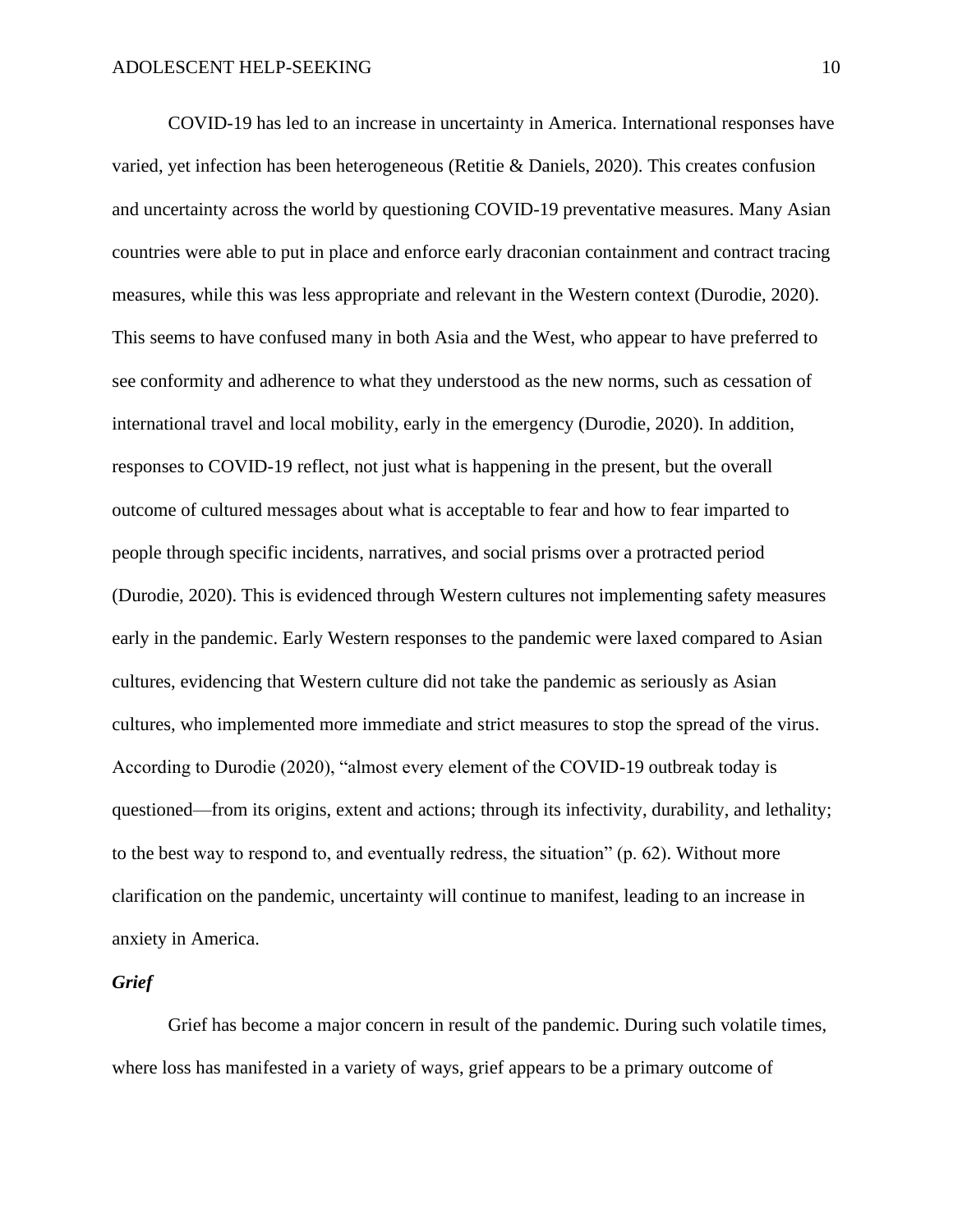COVID-19 has led to an increase in uncertainty in America. International responses have varied, yet infection has been heterogeneous (Retitie & Daniels, 2020). This creates confusion and uncertainty across the world by questioning COVID-19 preventative measures. Many Asian countries were able to put in place and enforce early draconian containment and contract tracing measures, while this was less appropriate and relevant in the Western context (Durodie, 2020). This seems to have confused many in both Asia and the West, who appear to have preferred to see conformity and adherence to what they understood as the new norms, such as cessation of international travel and local mobility, early in the emergency (Durodie, 2020). In addition, responses to COVID-19 reflect, not just what is happening in the present, but the overall outcome of cultured messages about what is acceptable to fear and how to fear imparted to people through specific incidents, narratives, and social prisms over a protracted period (Durodie, 2020). This is evidenced through Western cultures not implementing safety measures early in the pandemic. Early Western responses to the pandemic were laxed compared to Asian cultures, evidencing that Western culture did not take the pandemic as seriously as Asian cultures, who implemented more immediate and strict measures to stop the spread of the virus. According to Durodie (2020), "almost every element of the COVID-19 outbreak today is questioned—from its origins, extent and actions; through its infectivity, durability, and lethality; to the best way to respond to, and eventually redress, the situation" (p. 62). Without more clarification on the pandemic, uncertainty will continue to manifest, leading to an increase in anxiety in America.

### *Grief*

Grief has become a major concern in result of the pandemic. During such volatile times, where loss has manifested in a variety of ways, grief appears to be a primary outcome of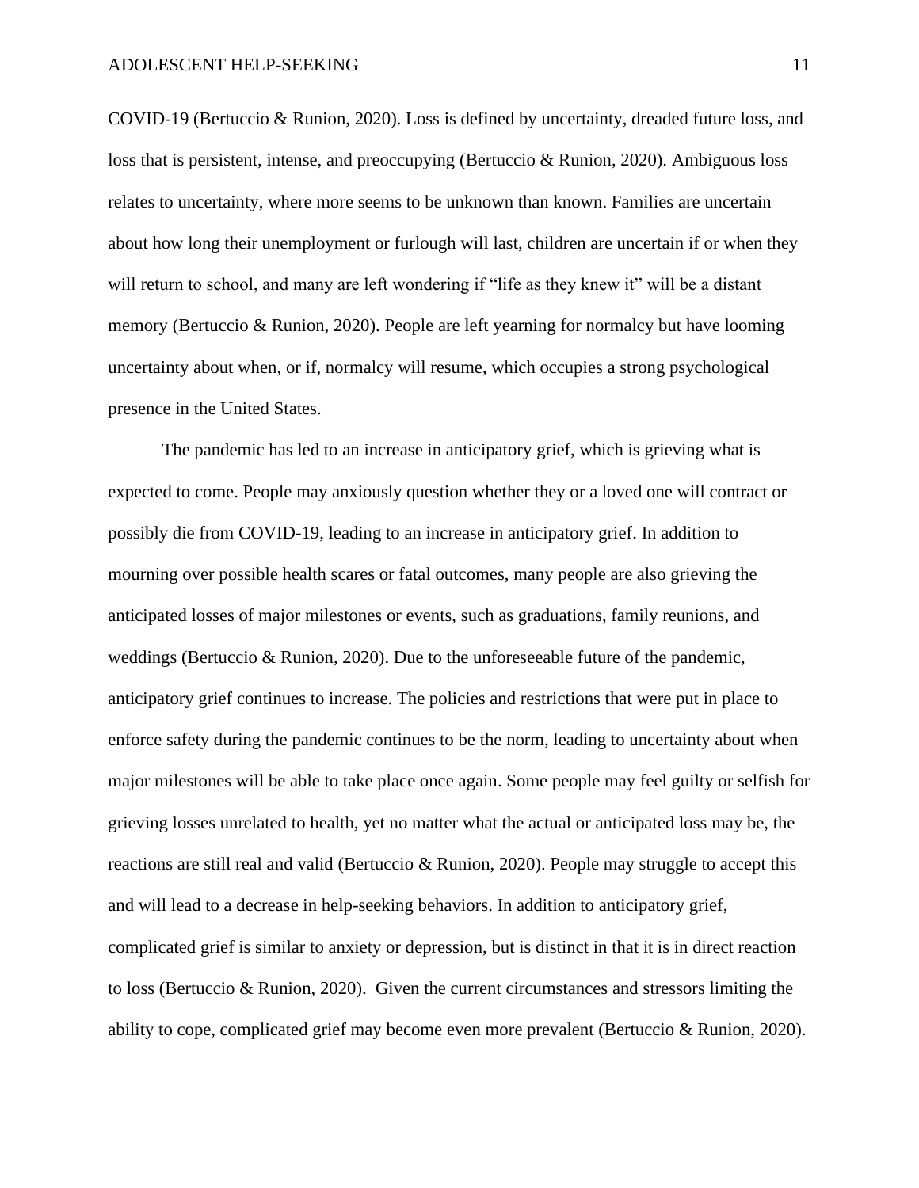COVID-19 (Bertuccio & Runion, 2020). Loss is defined by uncertainty, dreaded future loss, and loss that is persistent, intense, and preoccupying (Bertuccio & Runion, 2020). Ambiguous loss relates to uncertainty, where more seems to be unknown than known. Families are uncertain about how long their unemployment or furlough will last, children are uncertain if or when they will return to school, and many are left wondering if "life as they knew it" will be a distant memory (Bertuccio & Runion, 2020). People are left yearning for normalcy but have looming uncertainty about when, or if, normalcy will resume, which occupies a strong psychological presence in the United States.

The pandemic has led to an increase in anticipatory grief, which is grieving what is expected to come. People may anxiously question whether they or a loved one will contract or possibly die from COVID-19, leading to an increase in anticipatory grief. In addition to mourning over possible health scares or fatal outcomes, many people are also grieving the anticipated losses of major milestones or events, such as graduations, family reunions, and weddings (Bertuccio & Runion, 2020). Due to the unforeseeable future of the pandemic, anticipatory grief continues to increase. The policies and restrictions that were put in place to enforce safety during the pandemic continues to be the norm, leading to uncertainty about when major milestones will be able to take place once again. Some people may feel guilty or selfish for grieving losses unrelated to health, yet no matter what the actual or anticipated loss may be, the reactions are still real and valid (Bertuccio & Runion, 2020). People may struggle to accept this and will lead to a decrease in help-seeking behaviors. In addition to anticipatory grief, complicated grief is similar to anxiety or depression, but is distinct in that it is in direct reaction to loss (Bertuccio & Runion, 2020). Given the current circumstances and stressors limiting the ability to cope, complicated grief may become even more prevalent (Bertuccio & Runion, 2020).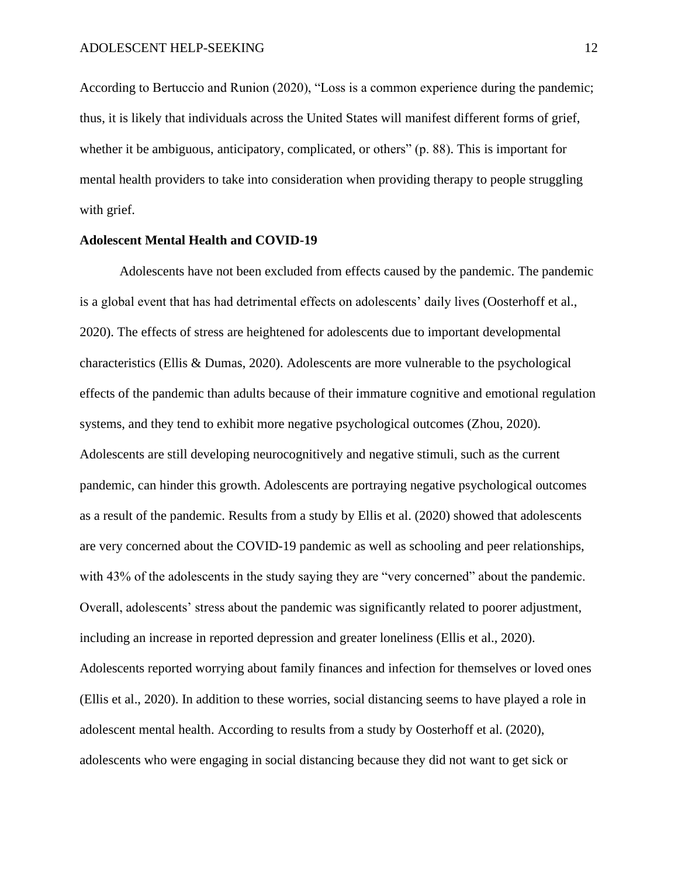According to Bertuccio and Runion (2020), "Loss is a common experience during the pandemic; thus, it is likely that individuals across the United States will manifest different forms of grief, whether it be ambiguous, anticipatory, complicated, or others" (p. 88). This is important for mental health providers to take into consideration when providing therapy to people struggling with grief.

**Adolescent Mental Health and COVID-19**

Adolescents have not been excluded from effects caused by the pandemic. The pandemic is a global event that has had detrimental effects on adolescents' daily lives (Oosterhoff et al., 2020). The effects of stress are heightened for adolescents due to important developmental characteristics (Ellis & Dumas, 2020). Adolescents are more vulnerable to the psychological effects of the pandemic than adults because of their immature cognitive and emotional regulation systems, and they tend to exhibit more negative psychological outcomes (Zhou, 2020). Adolescents are still developing neurocognitively and negative stimuli, such as the current pandemic, can hinder this growth. Adolescents are portraying negative psychological outcomes as a result of the pandemic. Results from a study by Ellis et al. (2020) showed that adolescents are very concerned about the COVID-19 pandemic as well as schooling and peer relationships, with 43% of the adolescents in the study saying they are "very concerned" about the pandemic. Overall, adolescents' stress about the pandemic was significantly related to poorer adjustment, including an increase in reported depression and greater loneliness (Ellis et al., 2020). Adolescents reported worrying about family finances and infection for themselves or loved ones (Ellis et al., 2020). In addition to these worries, social distancing seems to have played a role in adolescent mental health. According to results from a study by Oosterhoff et al. (2020), adolescents who were engaging in social distancing because they did not want to get sick or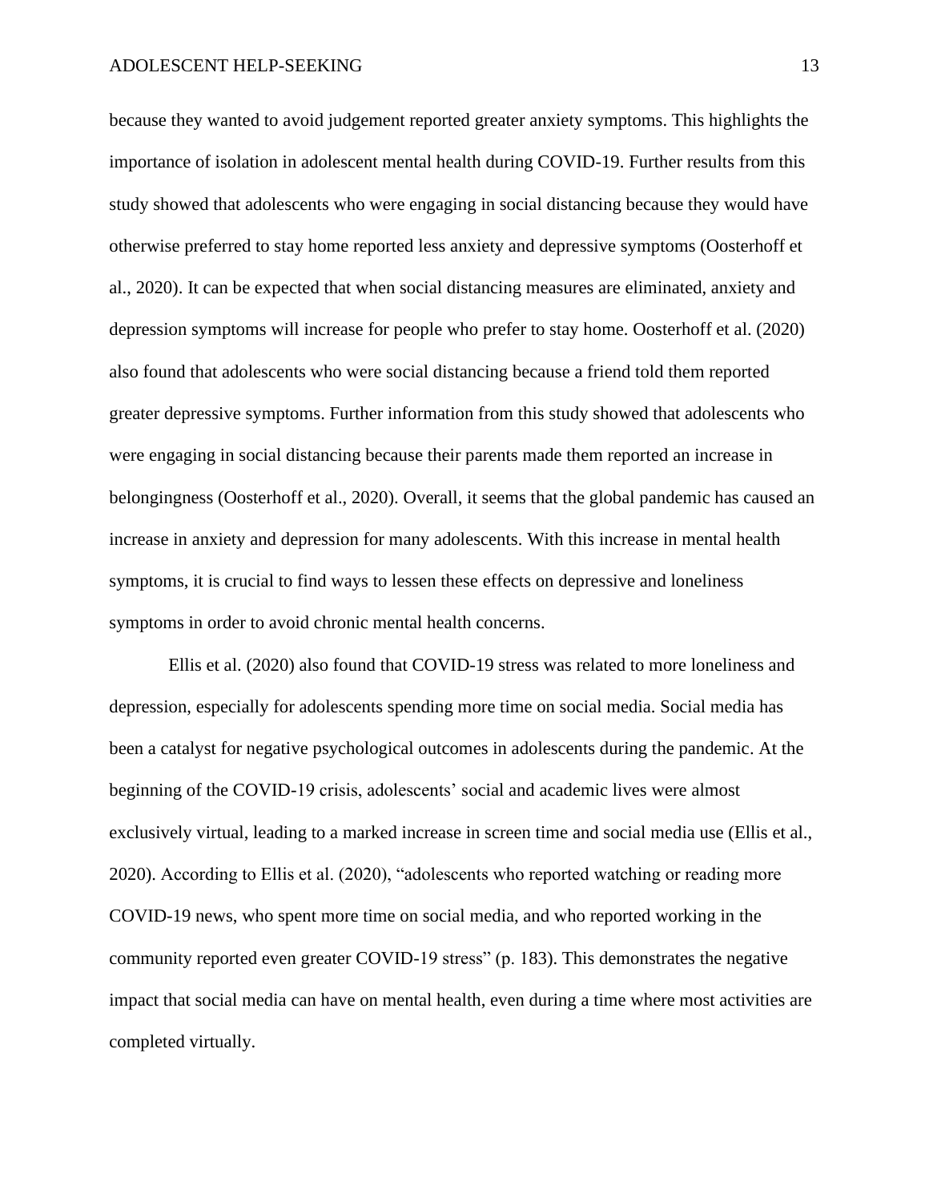because they wanted to avoid judgement reported greater anxiety symptoms. This highlights the importance of isolation in adolescent mental health during COVID-19. Further results from this study showed that adolescents who were engaging in social distancing because they would have otherwise preferred to stay home reported less anxiety and depressive symptoms (Oosterhoff et al., 2020). It can be expected that when social distancing measures are eliminated, anxiety and depression symptoms will increase for people who prefer to stay home. Oosterhoff et al. (2020) also found that adolescents who were social distancing because a friend told them reported greater depressive symptoms. Further information from this study showed that adolescents who were engaging in social distancing because their parents made them reported an increase in belongingness (Oosterhoff et al., 2020). Overall, it seems that the global pandemic has caused an increase in anxiety and depression for many adolescents. With this increase in mental health symptoms, it is crucial to find ways to lessen these effects on depressive and loneliness symptoms in order to avoid chronic mental health concerns.

Ellis et al. (2020) also found that COVID-19 stress was related to more loneliness and depression, especially for adolescents spending more time on social media. Social media has been a catalyst for negative psychological outcomes in adolescents during the pandemic. At the beginning of the COVID-19 crisis, adolescents' social and academic lives were almost exclusively virtual, leading to a marked increase in screen time and social media use (Ellis et al., 2020). According to Ellis et al. (2020), "adolescents who reported watching or reading more COVID-19 news, who spent more time on social media, and who reported working in the community reported even greater COVID-19 stress" (p. 183). This demonstrates the negative impact that social media can have on mental health, even during a time where most activities are completed virtually.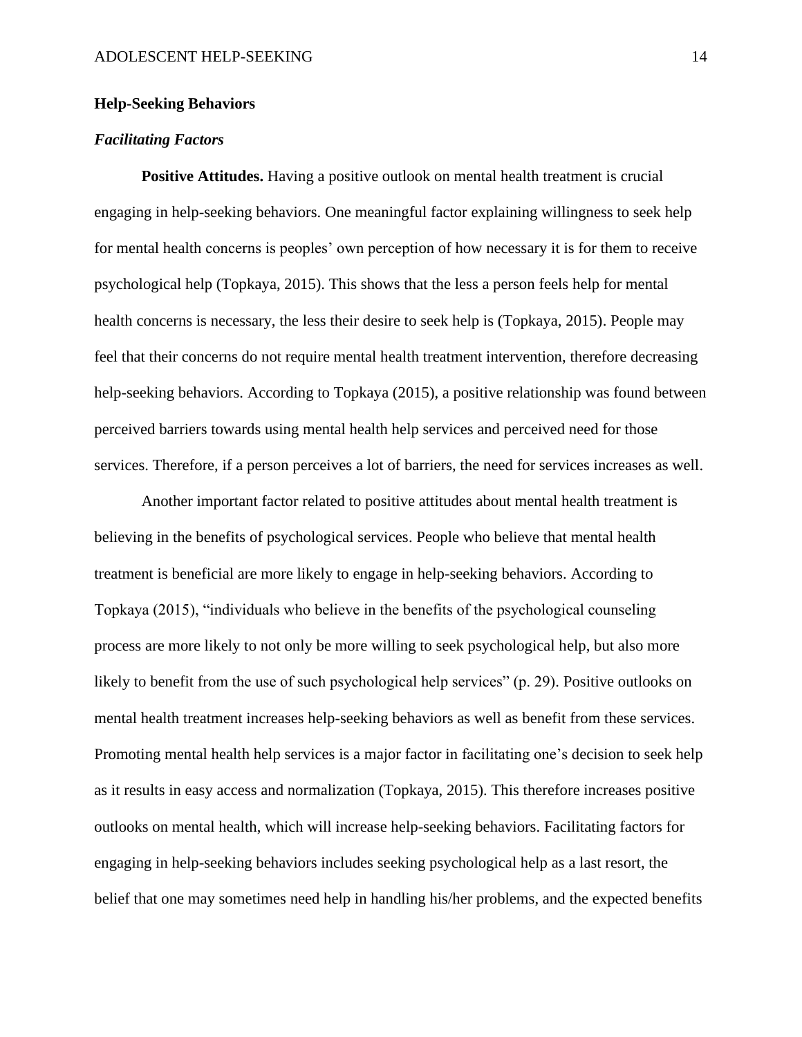## Help-Seeking Behaviors

### *Facilitating Factors*

**Positive Attitudes.** Having a positive outlook on mental health treatment is crucial engaging in help-seeking behaviors. One meaningful factor explaining willingness to seek help for mental health concerns is peoples' own perception of how necessary it is for them to receive psychological help (Topkaya, 2015). This shows that the less a person feels help for mental health concerns is necessary, the less their desire to seek help is (Topkaya, 2015). People may feel that their concerns do not require mental health treatment intervention, therefore decreasing help-seeking behaviors. According to Topkaya (2015), a positive relationship was found between perceived barriers towards using mental health help services and perceived need for those services. Therefore, if a person perceives a lot of barriers, the need for services increases as well.

Another important factor related to positive attitudes about mental health treatment is believing in the benefits of psychological services. People who believe that mental health treatment is beneficial are more likely to engage in help-seeking behaviors. According to Topkaya (2015), "individuals who believe in the benefits of the psychological counseling process are more likely to not only be more willing to seek psychological help, but also more likely to benefit from the use of such psychological help services" (p. 29). Positive outlooks on mental health treatment increases help-seeking behaviors as well as benefit from these services. Promoting mental health help services is a major factor in facilitating one's decision to seek help as it results in easy access and normalization (Topkaya, 2015). This therefore increases positive outlooks on mental health, which will increase help-seeking behaviors. Facilitating factors for engaging in help-seeking behaviors includes seeking psychological help as a last resort, the belief that one may sometimes need help in handling his/her problems, and the expected benefits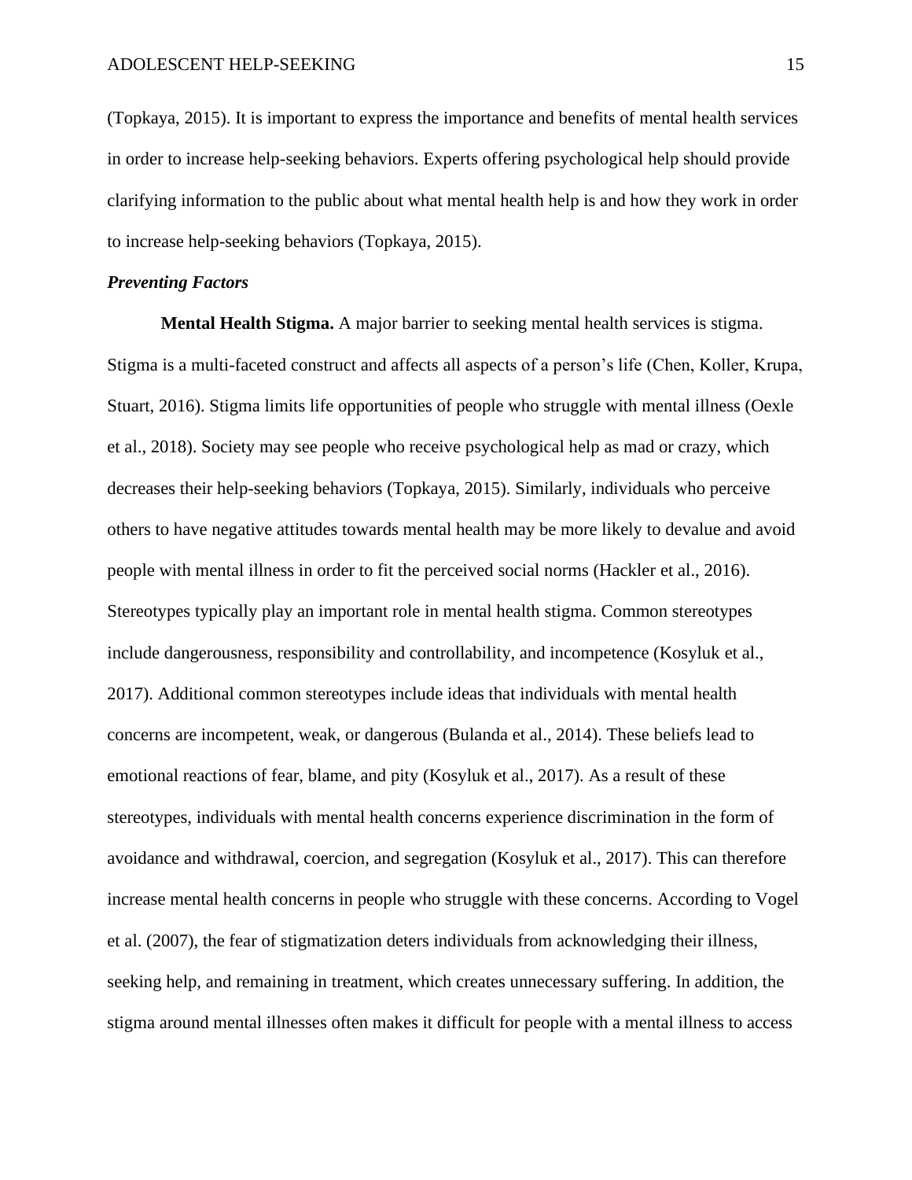(Topkaya, 2015). It is important to express the importance and benefits of mental health services in order to increase help-seeking behaviors. Experts offering psychological help should provide clarifying information to the public about what mental health help is and how they work in order to increase help-seeking behaviors (Topkaya, 2015).

### *Preventing Factors*

**Mental Health Stigma.** A major barrier to seeking mental health services is stigma. Stigma is a multi-faceted construct and affects all aspects of a person's life (Chen, Koller, Krupa, Stuart, 2016). Stigma limits life opportunities of people who struggle with mental illness (Oexle et al., 2018). Society may see people who receive psychological help as mad or crazy, which decreases their help-seeking behaviors (Topkaya, 2015). Similarly, individuals who perceive others to have negative attitudes towards mental health may be more likely to devalue and avoid people with mental illness in order to fit the perceived social norms (Hackler et al., 2016). Stereotypes typically play an important role in mental health stigma. Common stereotypes include dangerousness, responsibility and controllability, and incompetence (Kosyluk et al., 2017). Additional common stereotypes include ideas that individuals with mental health concerns are incompetent, weak, or dangerous (Bulanda et al., 2014). These beliefs lead to emotional reactions of fear, blame, and pity (Kosyluk et al., 2017). As a result of these stereotypes, individuals with mental health concerns experience discrimination in the form of avoidance and withdrawal, coercion, and segregation (Kosyluk et al., 2017). This can therefore increase mental health concerns in people who struggle with these concerns. According to Vogel et al. (2007), the fear of stigmatization deters individuals from acknowledging their illness, seeking help, and remaining in treatment, which creates unnecessary suffering. In addition, the stigma around mental illnesses often makes it difficult for people with a mental illness to access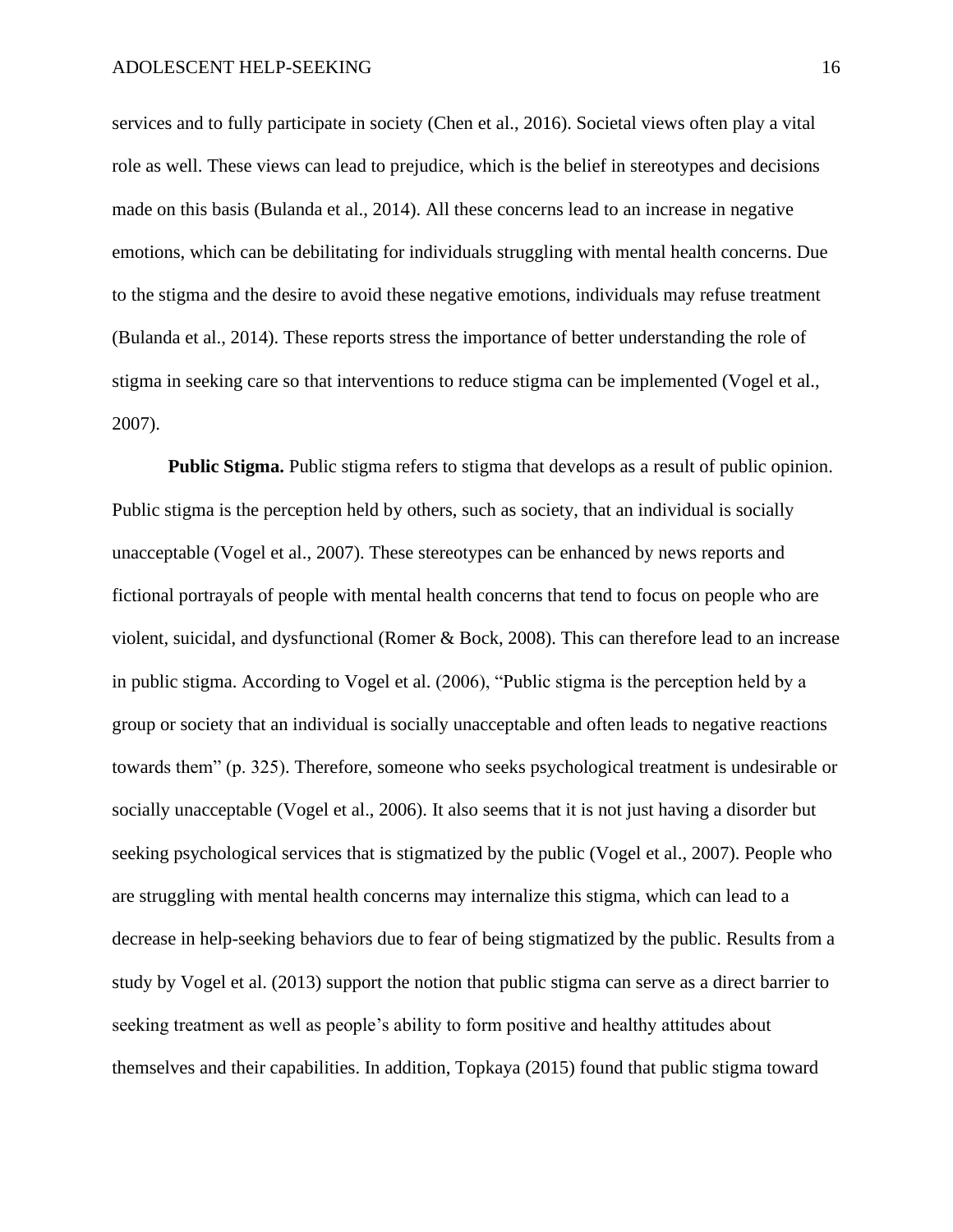services and to fully participate in society (Chen et al., 2016). Societal views often play a vital role as well. These views can lead to prejudice, which is the belief in stereotypes and decisions made on this basis (Bulanda et al., 2014). All these concerns lead to an increase in negative emotions, which can be debilitating for individuals struggling with mental health concerns. Due to the stigma and the desire to avoid these negative emotions, individuals may refuse treatment (Bulanda et al., 2014). These reports stress the importance of better understanding the role of stigma in seeking care so that interventions to reduce stigma can be implemented (Vogel et al., 2007).

**Public Stigma.** Public stigma refers to stigma that develops as a result of public opinion. Public stigma is the perception held by others, such as society, that an individual is socially unacceptable (Vogel et al., 2007). These stereotypes can be enhanced by news reports and fictional portrayals of people with mental health concerns that tend to focus on people who are violent, suicidal, and dysfunctional (Romer & Bock, 2008). This can therefore lead to an increase in public stigma. According to Vogel et al. (2006), "Public stigma is the perception held by a group or society that an individual is socially unacceptable and often leads to negative reactions towards them" (p. 325). Therefore, someone who seeks psychological treatment is undesirable or socially unacceptable (Vogel et al., 2006). It also seems that it is not just having a disorder but seeking psychological services that is stigmatized by the public (Vogel et al., 2007). People who are struggling with mental health concerns may internalize this stigma, which can lead to a decrease in help-seeking behaviors due to fear of being stigmatized by the public. Results from a study by Vogel et al. (2013) support the notion that public stigma can serve as a direct barrier to seeking treatment as well as people's ability to form positive and healthy attitudes about themselves and their capabilities. In addition, Topkaya (2015) found that public stigma toward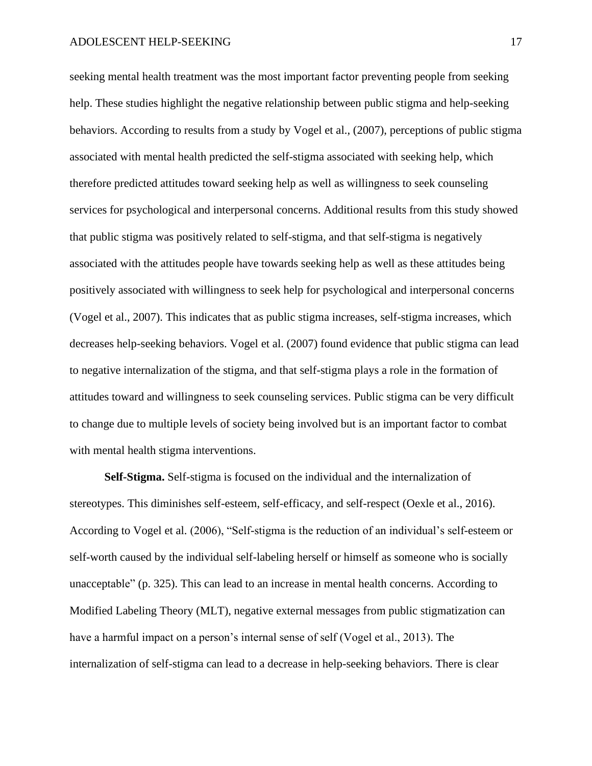seeking mental health treatment was the most important factor preventing people from seeking help. These studies highlight the negative relationship between public stigma and help-seeking behaviors. According to results from a study by Vogel et al., (2007), perceptions of public stigma associated with mental health predicted the self-stigma associated with seeking help, which therefore predicted attitudes toward seeking help as well as willingness to seek counseling services for psychological and interpersonal concerns. Additional results from this study showed that public stigma was positively related to self-stigma, and that self-stigma is negatively associated with the attitudes people have towards seeking help as well as these attitudes being positively associated with willingness to seek help for psychological and interpersonal concerns (Vogel et al., 2007). This indicates that as public stigma increases, self-stigma increases, which decreases help-seeking behaviors. Vogel et al. (2007) found evidence that public stigma can lead to negative internalization of the stigma, and that self-stigma plays a role in the formation of attitudes toward and willingness to seek counseling services. Public stigma can be very difficult to change due to multiple levels of society being involved but is an important factor to combat with mental health stigma interventions.

**Self-Stigma.** Self-stigma is focused on the individual and the internalization of stereotypes. This diminishes self-esteem, self-efficacy, and self-respect (Oexle et al., 2016). According to Vogel et al. (2006), "Self-stigma is the reduction of an individual's self-esteem or self-worth caused by the individual self-labeling herself or himself as someone who is socially unacceptable" (p. 325). This can lead to an increase in mental health concerns. According to Modified Labeling Theory (MLT), negative external messages from public stigmatization can have a harmful impact on a person's internal sense of self (Vogel et al., 2013). The internalization of self-stigma can lead to a decrease in help-seeking behaviors. There is clear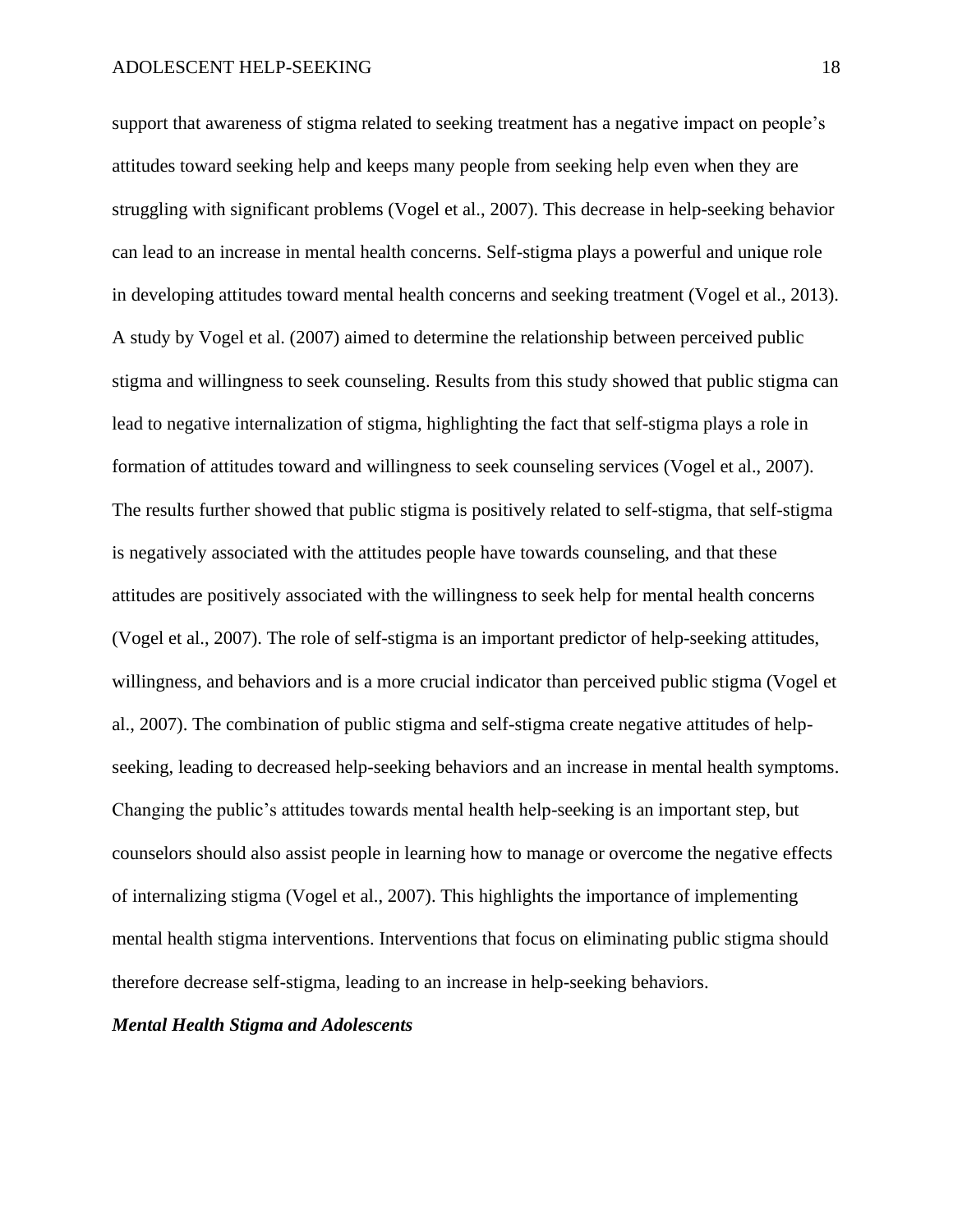support that awareness of stigma related to seeking treatment has a negative impact on people's attitudes toward seeking help and keeps many people from seeking help even when they are struggling with significant problems (Vogel et al., 2007). This decrease in help-seeking behavior can lead to an increase in mental health concerns. Self-stigma plays a powerful and unique role in developing attitudes toward mental health concerns and seeking treatment (Vogel et al., 2013). A study by Vogel et al. (2007) aimed to determine the relationship between perceived public stigma and willingness to seek counseling. Results from this study showed that public stigma can lead to negative internalization of stigma, highlighting the fact that self-stigma plays a role in formation of attitudes toward and willingness to seek counseling services (Vogel et al., 2007). The results further showed that public stigma is positively related to self-stigma, that self-stigma is negatively associated with the attitudes people have towards counseling, and that these attitudes are positively associated with the willingness to seek help for mental health concerns (Vogel et al., 2007). The role of self-stigma is an important predictor of help-seeking attitudes, willingness, and behaviors and is a more crucial indicator than perceived public stigma (Vogel et al., 2007). The combination of public stigma and self-stigma create negative attitudes of help-seeking, leading to decreased help-seeking behaviors and an increase in mental health symptoms. Changing the public's attitudes towards mental health help-seeking is an important step, but counselors should also assist people in learning how to manage or overcome the negative effects of internalizing stigma (Vogel et al., 2007). This highlights the importance of implementing mental health stigma interventions. Interventions that focus on eliminating public stigma should therefore decrease self-stigma, leading to an increase in help-seeking behaviors.

### ***Mental Health Stigma and Adolescents***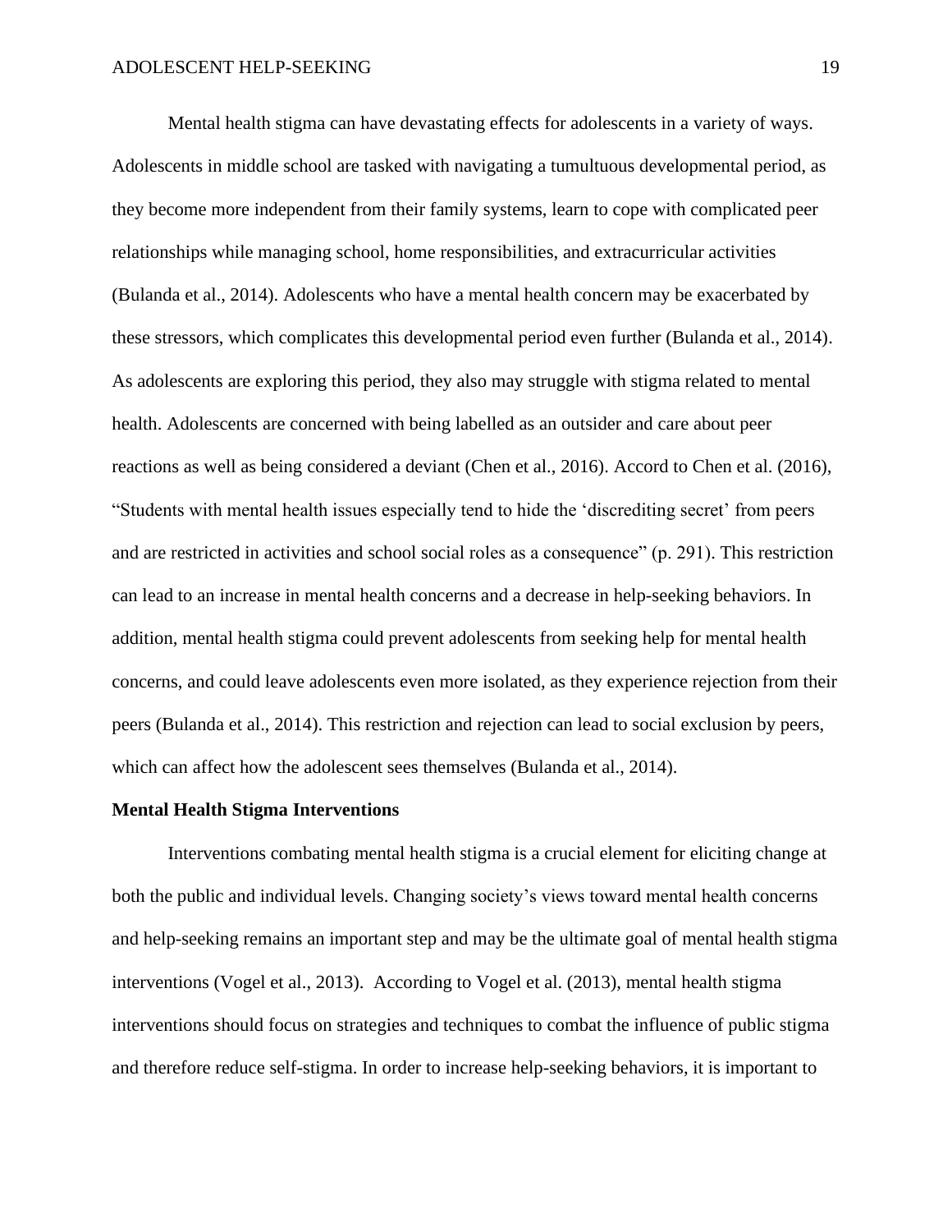Mental health stigma can have devastating effects for adolescents in a variety of ways. Adolescents in middle school are tasked with navigating a tumultuous developmental period, as they become more independent from their family systems, learn to cope with complicated peer relationships while managing school, home responsibilities, and extracurricular activities (Bulanda et al., 2014). Adolescents who have a mental health concern may be exacerbated by these stressors, which complicates this developmental period even further (Bulanda et al., 2014). As adolescents are exploring this period, they also may struggle with stigma related to mental health. Adolescents are concerned with being labelled as an outsider and care about peer reactions as well as being considered a deviant (Chen et al., 2016). Accord to Chen et al. (2016), "Students with mental health issues especially tend to hide the 'discrediting secret' from peers and are restricted in activities and school social roles as a consequence" (p. 291). This restriction can lead to an increase in mental health concerns and a decrease in help-seeking behaviors. In addition, mental health stigma could prevent adolescents from seeking help for mental health concerns, and could leave adolescents even more isolated, as they experience rejection from their peers (Bulanda et al., 2014). This restriction and rejection can lead to social exclusion by peers, which can affect how the adolescent sees themselves (Bulanda et al., 2014).

**Mental Health Stigma Interventions**

Interventions combating mental health stigma is a crucial element for eliciting change at both the public and individual levels. Changing society's views toward mental health concerns and help-seeking remains an important step and may be the ultimate goal of mental health stigma interventions (Vogel et al., 2013). According to Vogel et al. (2013), mental health stigma interventions should focus on strategies and techniques to combat the influence of public stigma and therefore reduce self-stigma. In order to increase help-seeking behaviors, it is important to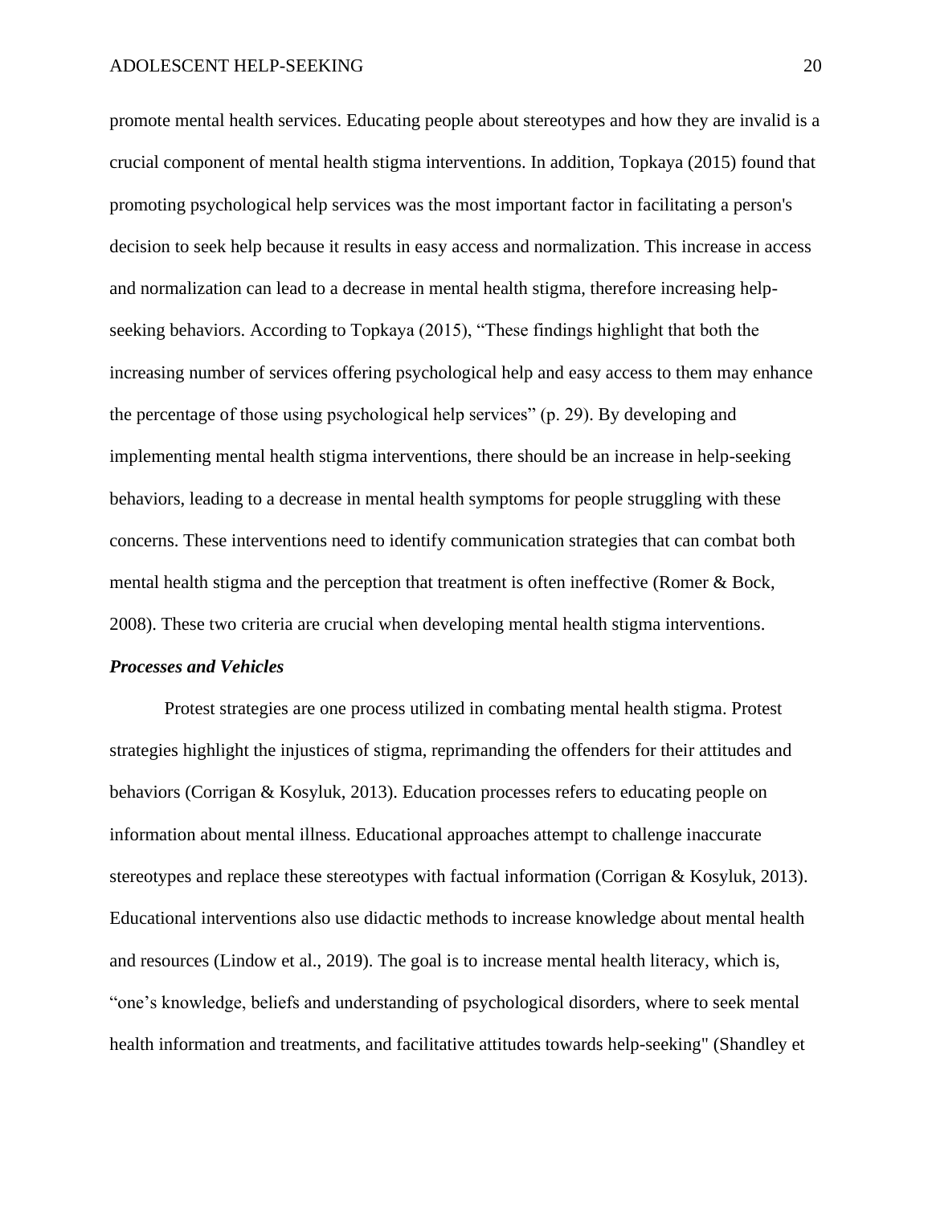promote mental health services. Educating people about stereotypes and how they are invalid is a crucial component of mental health stigma interventions. In addition, Topkaya (2015) found that promoting psychological help services was the most important factor in facilitating a person's decision to seek help because it results in easy access and normalization. This increase in access and normalization can lead to a decrease in mental health stigma, therefore increasing help-seeking behaviors. According to Topkaya (2015), “These findings highlight that both the increasing number of services offering psychological help and easy access to them may enhance the percentage of those using psychological help services” (p. 29). By developing and implementing mental health stigma interventions, there should be an increase in help-seeking behaviors, leading to a decrease in mental health symptoms for people struggling with these concerns. These interventions need to identify communication strategies that can combat both mental health stigma and the perception that treatment is often ineffective (Romer & Bock, 2008). These two criteria are crucial when developing mental health stigma interventions.

***Processes and Vehicles***

Protest strategies are one process utilized in combating mental health stigma. Protest strategies highlight the injustices of stigma, reprimanding the offenders for their attitudes and behaviors (Corrigan & Kosyluk, 2013). Education processes refers to educating people on information about mental illness. Educational approaches attempt to challenge inaccurate stereotypes and replace these stereotypes with factual information (Corrigan & Kosyluk, 2013). Educational interventions also use didactic methods to increase knowledge about mental health and resources (Lindow et al., 2019). The goal is to increase mental health literacy, which is, “one’s knowledge, beliefs and understanding of psychological disorders, where to seek mental health information and treatments, and facilitative attitudes towards help-seeking" (Shandley et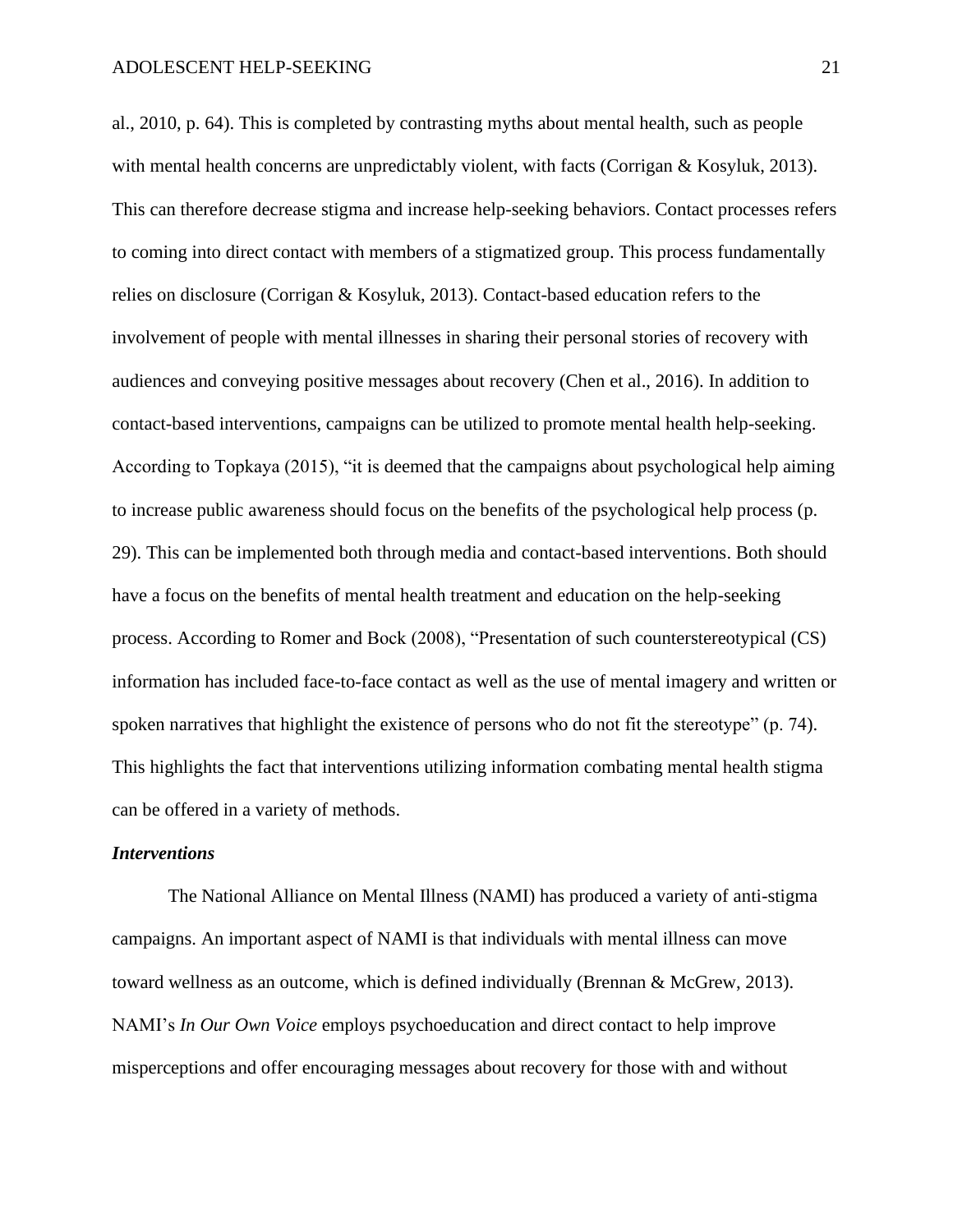al., 2010, p. 64). This is completed by contrasting myths about mental health, such as people with mental health concerns are unpredictably violent, with facts (Corrigan & Kosyluk, 2013). This can therefore decrease stigma and increase help-seeking behaviors. Contact processes refers to coming into direct contact with members of a stigmatized group. This process fundamentally relies on disclosure (Corrigan & Kosyluk, 2013). Contact-based education refers to the involvement of people with mental illnesses in sharing their personal stories of recovery with audiences and conveying positive messages about recovery (Chen et al., 2016). In addition to contact-based interventions, campaigns can be utilized to promote mental health help-seeking. According to Topkaya (2015), "it is deemed that the campaigns about psychological help aiming to increase public awareness should focus on the benefits of the psychological help process (p. 29). This can be implemented both through media and contact-based interventions. Both should have a focus on the benefits of mental health treatment and education on the help-seeking process. According to Romer and Bock (2008), "Presentation of such counterstereotypical (CS) information has included face-to-face contact as well as the use of mental imagery and written or spoken narratives that highlight the existence of persons who do not fit the stereotype" (p. 74). This highlights the fact that interventions utilizing information combating mental health stigma can be offered in a variety of methods.

***Interventions***

The National Alliance on Mental Illness (NAMI) has produced a variety of anti-stigma campaigns. An important aspect of NAMI is that individuals with mental illness can move toward wellness as an outcome, which is defined individually (Brennan & McGrew, 2013). NAMI's *In Our Own Voice* employs psychoeducation and direct contact to help improve misperceptions and offer encouraging messages about recovery for those with and without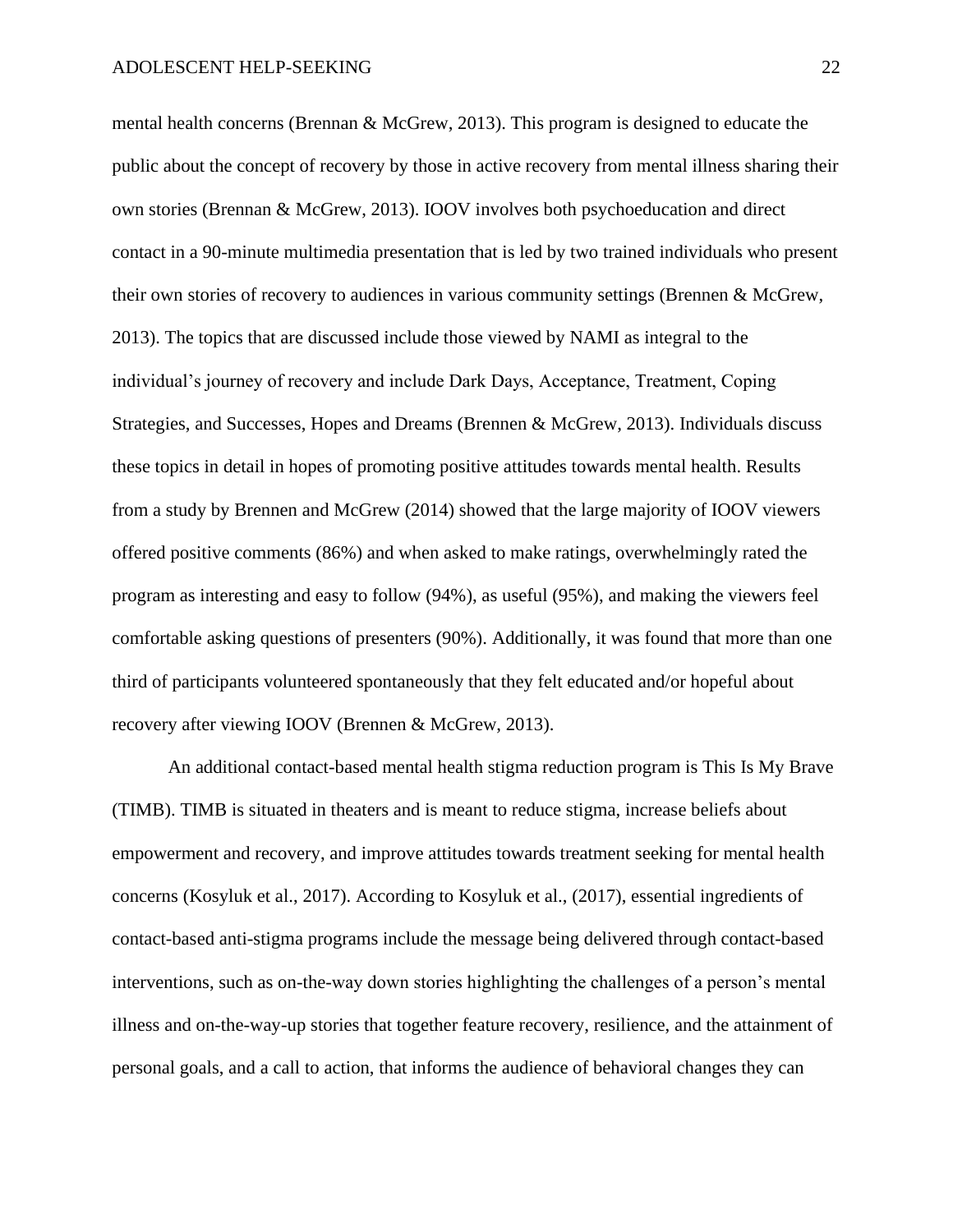mental health concerns (Brennan & McGrew, 2013). This program is designed to educate the public about the concept of recovery by those in active recovery from mental illness sharing their own stories (Brennan & McGrew, 2013). IOOV involves both psychoeducation and direct contact in a 90-minute multimedia presentation that is led by two trained individuals who present their own stories of recovery to audiences in various community settings (Brennen & McGrew, 2013). The topics that are discussed include those viewed by NAMI as integral to the individual's journey of recovery and include Dark Days, Acceptance, Treatment, Coping Strategies, and Successes, Hopes and Dreams (Brennen & McGrew, 2013). Individuals discuss these topics in detail in hopes of promoting positive attitudes towards mental health. Results from a study by Brennen and McGrew (2014) showed that the large majority of IOOV viewers offered positive comments (86%) and when asked to make ratings, overwhelmingly rated the program as interesting and easy to follow (94%), as useful (95%), and making the viewers feel comfortable asking questions of presenters (90%). Additionally, it was found that more than one third of participants volunteered spontaneously that they felt educated and/or hopeful about recovery after viewing IOOV (Brennen & McGrew, 2013).

An additional contact-based mental health stigma reduction program is This Is My Brave (TIMB). TIMB is situated in theaters and is meant to reduce stigma, increase beliefs about empowerment and recovery, and improve attitudes towards treatment seeking for mental health concerns (Kosyluk et al., 2017). According to Kosyluk et al., (2017), essential ingredients of contact-based anti-stigma programs include the message being delivered through contact-based interventions, such as on-the-way down stories highlighting the challenges of a person's mental illness and on-the-way-up stories that together feature recovery, resilience, and the attainment of personal goals, and a call to action, that informs the audience of behavioral changes they can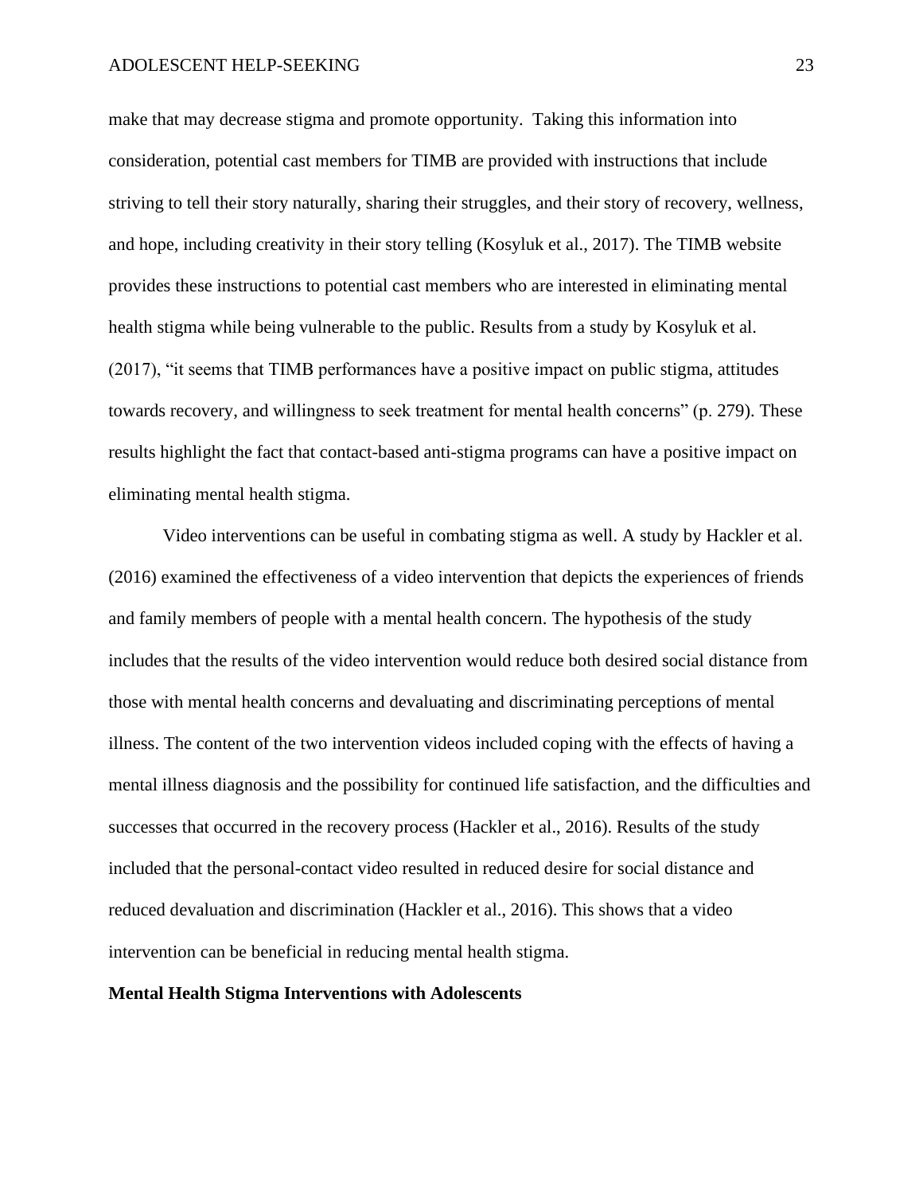make that may decrease stigma and promote opportunity. Taking this information into consideration, potential cast members for TIMB are provided with instructions that include striving to tell their story naturally, sharing their struggles, and their story of recovery, wellness, and hope, including creativity in their story telling (Kosyluk et al., 2017). The TIMB website provides these instructions to potential cast members who are interested in eliminating mental health stigma while being vulnerable to the public. Results from a study by Kosyluk et al. (2017), "it seems that TIMB performances have a positive impact on public stigma, attitudes towards recovery, and willingness to seek treatment for mental health concerns" (p. 279). These results highlight the fact that contact-based anti-stigma programs can have a positive impact on eliminating mental health stigma.

Video interventions can be useful in combating stigma as well. A study by Hackler et al. (2016) examined the effectiveness of a video intervention that depicts the experiences of friends and family members of people with a mental health concern. The hypothesis of the study includes that the results of the video intervention would reduce both desired social distance from those with mental health concerns and devaluating and discriminating perceptions of mental illness. The content of the two intervention videos included coping with the effects of having a mental illness diagnosis and the possibility for continued life satisfaction, and the difficulties and successes that occurred in the recovery process (Hackler et al., 2016). Results of the study included that the personal-contact video resulted in reduced desire for social distance and reduced devaluation and discrimination (Hackler et al., 2016). This shows that a video intervention can be beneficial in reducing mental health stigma.

**Mental Health Stigma Interventions with Adolescents**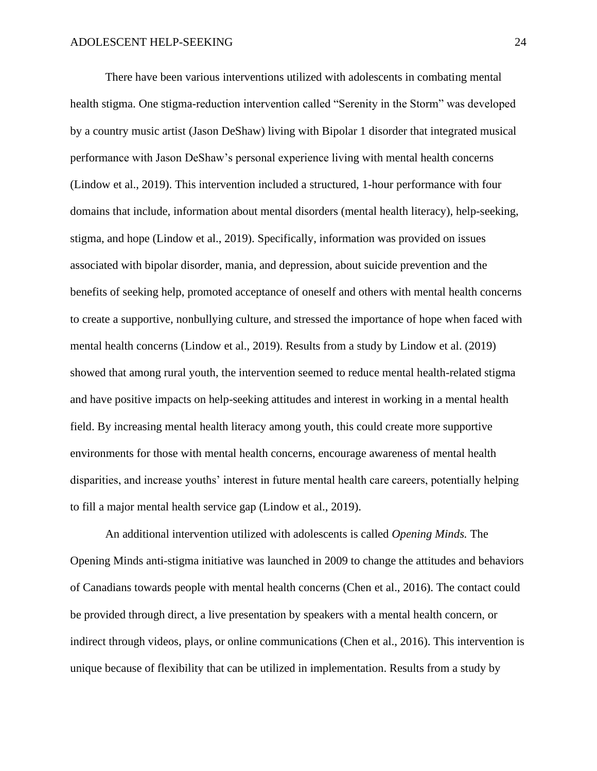There have been various interventions utilized with adolescents in combating mental health stigma. One stigma-reduction intervention called "Serenity in the Storm" was developed by a country music artist (Jason DeShaw) living with Bipolar 1 disorder that integrated musical performance with Jason DeShaw's personal experience living with mental health concerns (Lindow et al., 2019). This intervention included a structured, 1-hour performance with four domains that include, information about mental disorders (mental health literacy), help-seeking, stigma, and hope (Lindow et al., 2019). Specifically, information was provided on issues associated with bipolar disorder, mania, and depression, about suicide prevention and the benefits of seeking help, promoted acceptance of oneself and others with mental health concerns to create a supportive, nonbullying culture, and stressed the importance of hope when faced with mental health concerns (Lindow et al., 2019). Results from a study by Lindow et al. (2019) showed that among rural youth, the intervention seemed to reduce mental health-related stigma and have positive impacts on help-seeking attitudes and interest in working in a mental health field. By increasing mental health literacy among youth, this could create more supportive environments for those with mental health concerns, encourage awareness of mental health disparities, and increase youths' interest in future mental health care careers, potentially helping to fill a major mental health service gap (Lindow et al., 2019).

An additional intervention utilized with adolescents is called *Opening Minds.* The Opening Minds anti-stigma initiative was launched in 2009 to change the attitudes and behaviors of Canadians towards people with mental health concerns (Chen et al., 2016). The contact could be provided through direct, a live presentation by speakers with a mental health concern, or indirect through videos, plays, or online communications (Chen et al., 2016). This intervention is unique because of flexibility that can be utilized in implementation. Results from a study by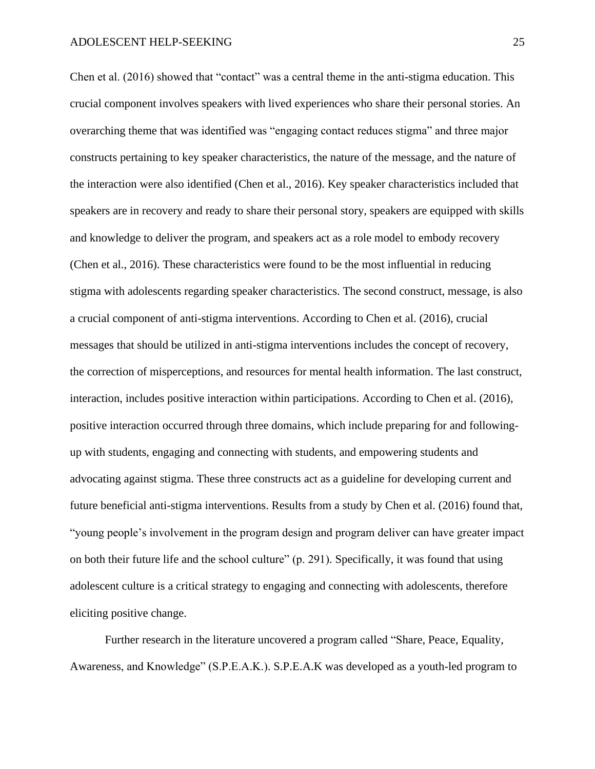Chen et al. (2016) showed that “contact” was a central theme in the anti-stigma education. This crucial component involves speakers with lived experiences who share their personal stories. An overarching theme that was identified was “engaging contact reduces stigma” and three major constructs pertaining to key speaker characteristics, the nature of the message, and the nature of the interaction were also identified (Chen et al., 2016). Key speaker characteristics included that speakers are in recovery and ready to share their personal story, speakers are equipped with skills and knowledge to deliver the program, and speakers act as a role model to embody recovery (Chen et al., 2016). These characteristics were found to be the most influential in reducing stigma with adolescents regarding speaker characteristics. The second construct, message, is also a crucial component of anti-stigma interventions. According to Chen et al. (2016), crucial messages that should be utilized in anti-stigma interventions includes the concept of recovery, the correction of misperceptions, and resources for mental health information. The last construct, interaction, includes positive interaction within participations. According to Chen et al. (2016), positive interaction occurred through three domains, which include preparing for and following-up with students, engaging and connecting with students, and empowering students and advocating against stigma. These three constructs act as a guideline for developing current and future beneficial anti-stigma interventions. Results from a study by Chen et al. (2016) found that, “young people’s involvement in the program design and program deliver can have greater impact on both their future life and the school culture” (p. 291). Specifically, it was found that using adolescent culture is a critical strategy to engaging and connecting with adolescents, therefore eliciting positive change.

Further research in the literature uncovered a program called “Share, Peace, Equality, Awareness, and Knowledge” (S.P.E.A.K.). S.P.E.A.K was developed as a youth-led program to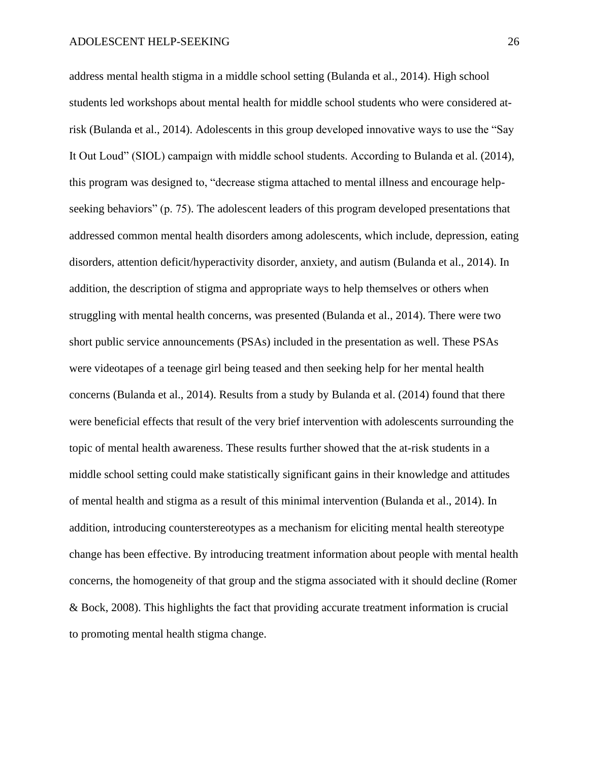address mental health stigma in a middle school setting (Bulanda et al., 2014). High school students led workshops about mental health for middle school students who were considered at-risk (Bulanda et al., 2014). Adolescents in this group developed innovative ways to use the "Say It Out Loud" (SIOL) campaign with middle school students. According to Bulanda et al. (2014), this program was designed to, "decrease stigma attached to mental illness and encourage help-seeking behaviors" (p. 75). The adolescent leaders of this program developed presentations that addressed common mental health disorders among adolescents, which include, depression, eating disorders, attention deficit/hyperactivity disorder, anxiety, and autism (Bulanda et al., 2014). In addition, the description of stigma and appropriate ways to help themselves or others when struggling with mental health concerns, was presented (Bulanda et al., 2014). There were two short public service announcements (PSAs) included in the presentation as well. These PSAs were videotapes of a teenage girl being teased and then seeking help for her mental health concerns (Bulanda et al., 2014). Results from a study by Bulanda et al. (2014) found that there were beneficial effects that result of the very brief intervention with adolescents surrounding the topic of mental health awareness. These results further showed that the at-risk students in a middle school setting could make statistically significant gains in their knowledge and attitudes of mental health and stigma as a result of this minimal intervention (Bulanda et al., 2014). In addition, introducing counterstereotypes as a mechanism for eliciting mental health stereotype change has been effective. By introducing treatment information about people with mental health concerns, the homogeneity of that group and the stigma associated with it should decline (Romer & Bock, 2008). This highlights the fact that providing accurate treatment information is crucial to promoting mental health stigma change.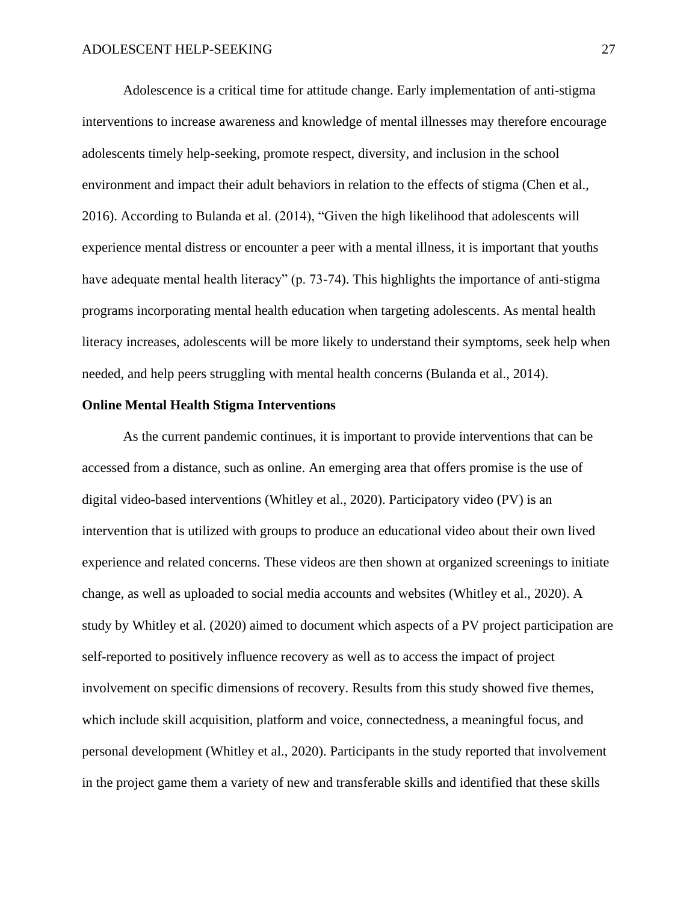Adolescence is a critical time for attitude change. Early implementation of anti-stigma interventions to increase awareness and knowledge of mental illnesses may therefore encourage adolescents timely help-seeking, promote respect, diversity, and inclusion in the school environment and impact their adult behaviors in relation to the effects of stigma (Chen et al., 2016). According to Bulanda et al. (2014), "Given the high likelihood that adolescents will experience mental distress or encounter a peer with a mental illness, it is important that youths have adequate mental health literacy" (p. 73-74). This highlights the importance of anti-stigma programs incorporating mental health education when targeting adolescents. As mental health literacy increases, adolescents will be more likely to understand their symptoms, seek help when needed, and help peers struggling with mental health concerns (Bulanda et al., 2014).

**Online Mental Health Stigma Interventions**

As the current pandemic continues, it is important to provide interventions that can be accessed from a distance, such as online. An emerging area that offers promise is the use of digital video-based interventions (Whitley et al., 2020). Participatory video (PV) is an intervention that is utilized with groups to produce an educational video about their own lived experience and related concerns. These videos are then shown at organized screenings to initiate change, as well as uploaded to social media accounts and websites (Whitley et al., 2020). A study by Whitley et al. (2020) aimed to document which aspects of a PV project participation are self-reported to positively influence recovery as well as to access the impact of project involvement on specific dimensions of recovery. Results from this study showed five themes, which include skill acquisition, platform and voice, connectedness, a meaningful focus, and personal development (Whitley et al., 2020). Participants in the study reported that involvement in the project game them a variety of new and transferable skills and identified that these skills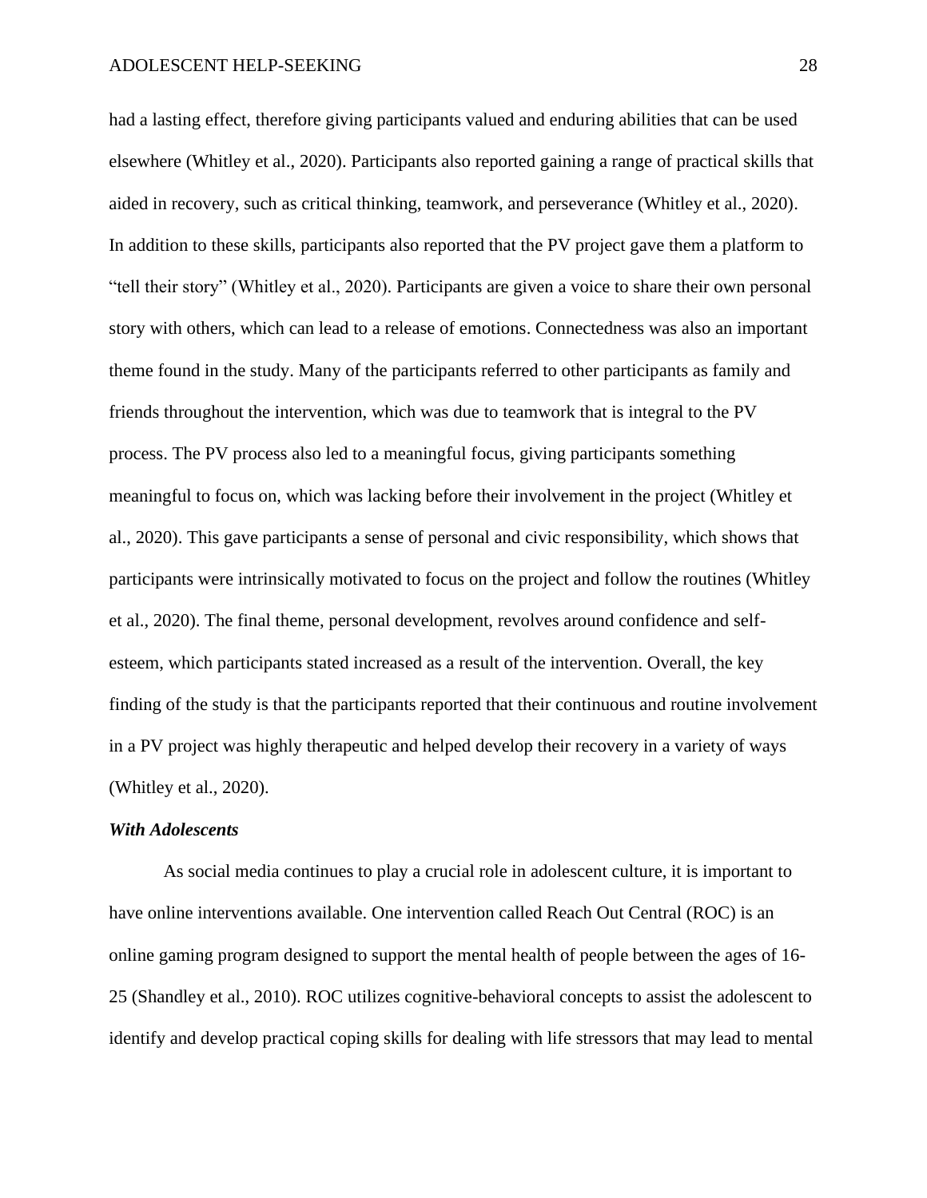had a lasting effect, therefore giving participants valued and enduring abilities that can be used elsewhere (Whitley et al., 2020). Participants also reported gaining a range of practical skills that aided in recovery, such as critical thinking, teamwork, and perseverance (Whitley et al., 2020). In addition to these skills, participants also reported that the PV project gave them a platform to "tell their story" (Whitley et al., 2020). Participants are given a voice to share their own personal story with others, which can lead to a release of emotions. Connectedness was also an important theme found in the study. Many of the participants referred to other participants as family and friends throughout the intervention, which was due to teamwork that is integral to the PV process. The PV process also led to a meaningful focus, giving participants something meaningful to focus on, which was lacking before their involvement in the project (Whitley et al., 2020). This gave participants a sense of personal and civic responsibility, which shows that participants were intrinsically motivated to focus on the project and follow the routines (Whitley et al., 2020). The final theme, personal development, revolves around confidence and self-esteem, which participants stated increased as a result of the intervention. Overall, the key finding of the study is that the participants reported that their continuous and routine involvement in a PV project was highly therapeutic and helped develop their recovery in a variety of ways (Whitley et al., 2020).

### *With Adolescents*

As social media continues to play a crucial role in adolescent culture, it is important to have online interventions available. One intervention called Reach Out Central (ROC) is an online gaming program designed to support the mental health of people between the ages of 16-25 (Shandley et al., 2010). ROC utilizes cognitive-behavioral concepts to assist the adolescent to identify and develop practical coping skills for dealing with life stressors that may lead to mental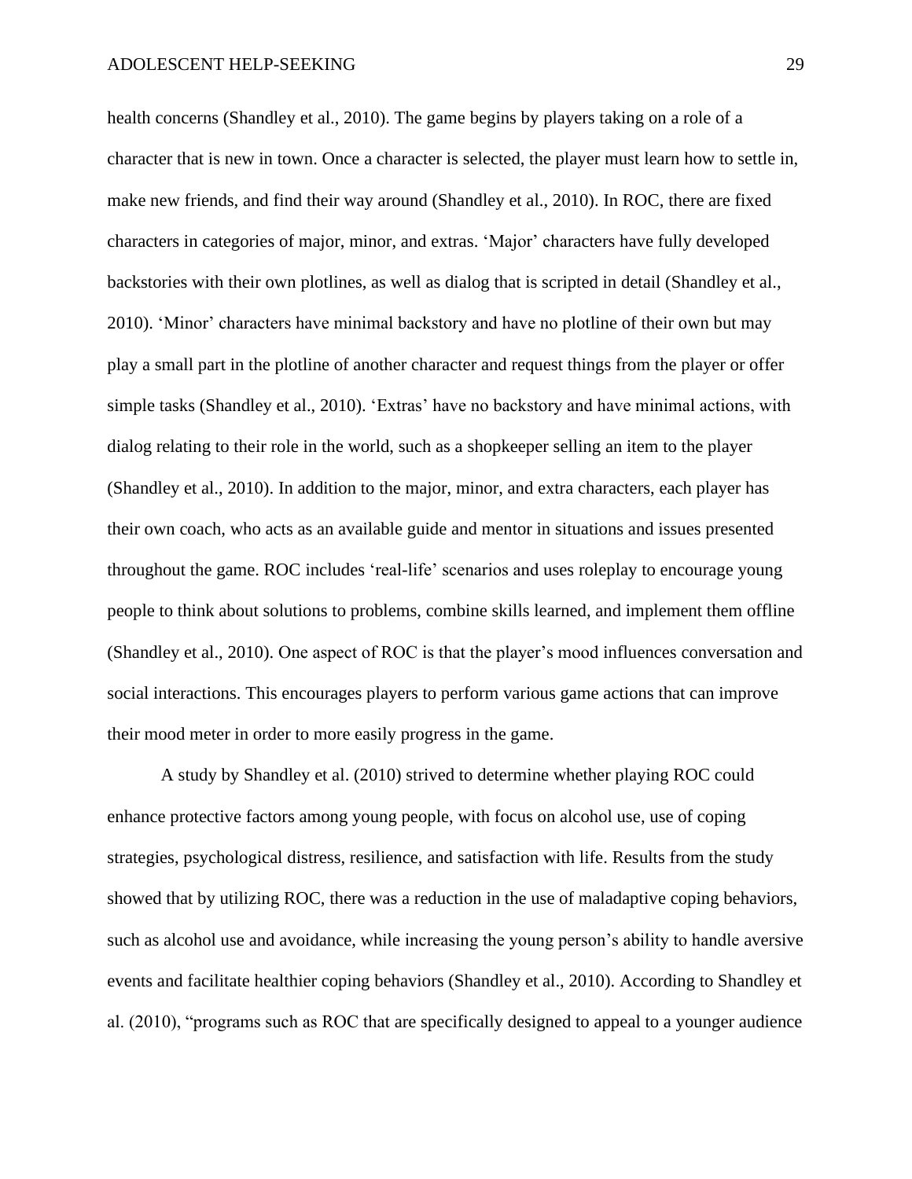health concerns (Shandley et al., 2010). The game begins by players taking on a role of a character that is new in town. Once a character is selected, the player must learn how to settle in, make new friends, and find their way around (Shandley et al., 2010). In ROC, there are fixed characters in categories of major, minor, and extras. 'Major' characters have fully developed backstories with their own plotlines, as well as dialog that is scripted in detail (Shandley et al., 2010). 'Minor' characters have minimal backstory and have no plotline of their own but may play a small part in the plotline of another character and request things from the player or offer simple tasks (Shandley et al., 2010). 'Extras' have no backstory and have minimal actions, with dialog relating to their role in the world, such as a shopkeeper selling an item to the player (Shandley et al., 2010). In addition to the major, minor, and extra characters, each player has their own coach, who acts as an available guide and mentor in situations and issues presented throughout the game. ROC includes 'real-life' scenarios and uses roleplay to encourage young people to think about solutions to problems, combine skills learned, and implement them offline (Shandley et al., 2010). One aspect of ROC is that the player's mood influences conversation and social interactions. This encourages players to perform various game actions that can improve their mood meter in order to more easily progress in the game.

A study by Shandley et al. (2010) strived to determine whether playing ROC could enhance protective factors among young people, with focus on alcohol use, use of coping strategies, psychological distress, resilience, and satisfaction with life. Results from the study showed that by utilizing ROC, there was a reduction in the use of maladaptive coping behaviors, such as alcohol use and avoidance, while increasing the young person's ability to handle aversive events and facilitate healthier coping behaviors (Shandley et al., 2010). According to Shandley et al. (2010), "programs such as ROC that are specifically designed to appeal to a younger audience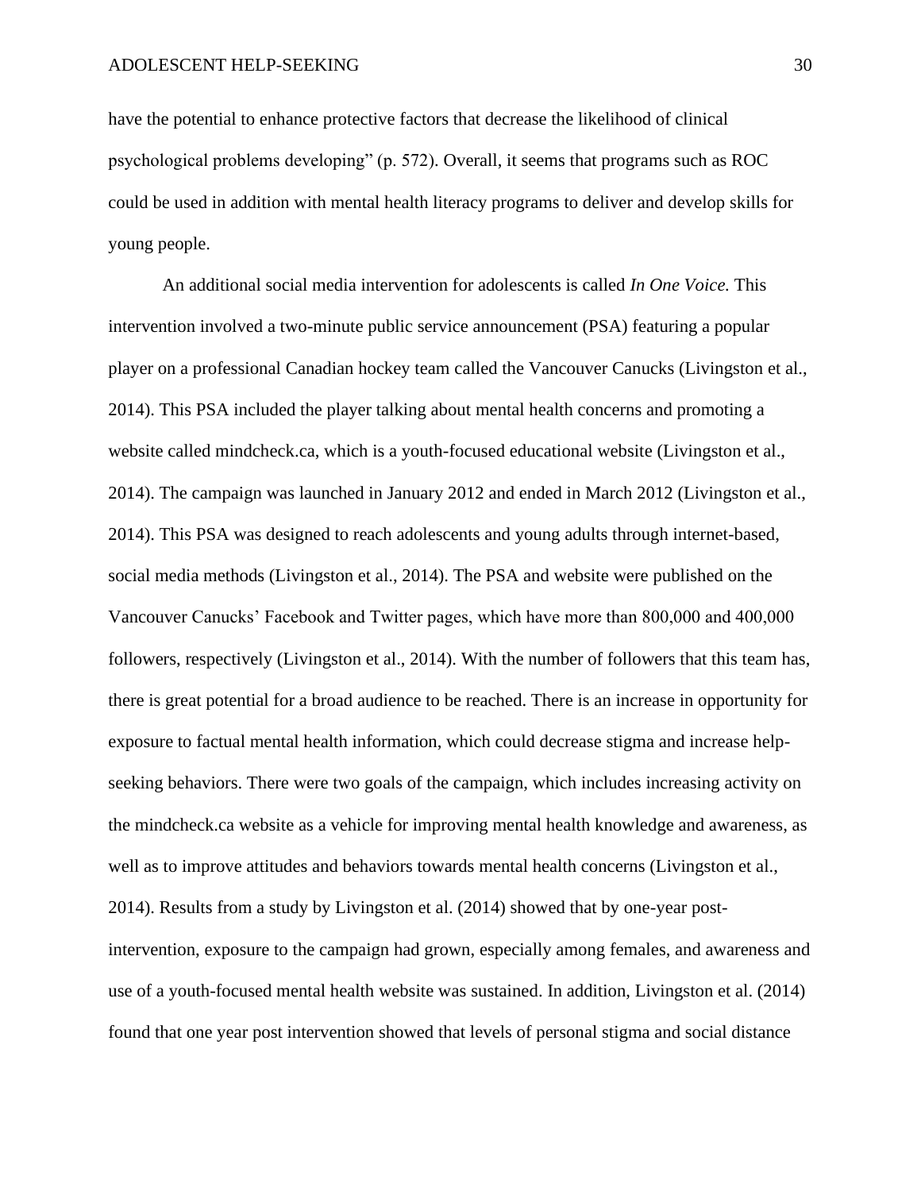have the potential to enhance protective factors that decrease the likelihood of clinical psychological problems developing" (p. 572). Overall, it seems that programs such as ROC could be used in addition with mental health literacy programs to deliver and develop skills for young people.

An additional social media intervention for adolescents is called *In One Voice.* This intervention involved a two-minute public service announcement (PSA) featuring a popular player on a professional Canadian hockey team called the Vancouver Canucks (Livingston et al., 2014). This PSA included the player talking about mental health concerns and promoting a website called mindcheck.ca, which is a youth-focused educational website (Livingston et al., 2014). The campaign was launched in January 2012 and ended in March 2012 (Livingston et al., 2014). This PSA was designed to reach adolescents and young adults through internet-based, social media methods (Livingston et al., 2014). The PSA and website were published on the Vancouver Canucks' Facebook and Twitter pages, which have more than 800,000 and 400,000 followers, respectively (Livingston et al., 2014). With the number of followers that this team has, there is great potential for a broad audience to be reached. There is an increase in opportunity for exposure to factual mental health information, which could decrease stigma and increase help-seeking behaviors. There were two goals of the campaign, which includes increasing activity on the mindcheck.ca website as a vehicle for improving mental health knowledge and awareness, as well as to improve attitudes and behaviors towards mental health concerns (Livingston et al., 2014). Results from a study by Livingston et al. (2014) showed that by one-year post-intervention, exposure to the campaign had grown, especially among females, and awareness and use of a youth-focused mental health website was sustained. In addition, Livingston et al. (2014) found that one year post intervention showed that levels of personal stigma and social distance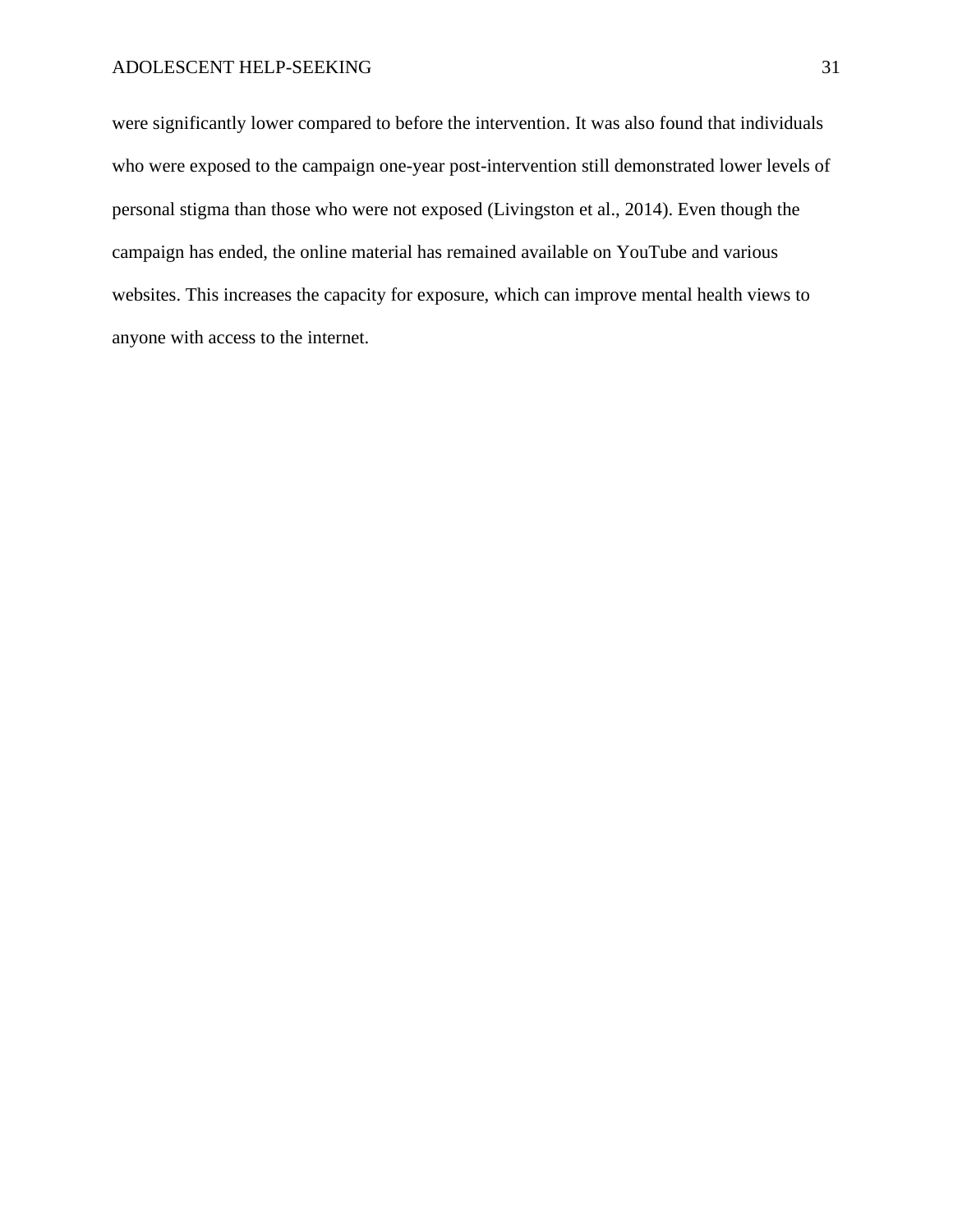were significantly lower compared to before the intervention. It was also found that individuals who were exposed to the campaign one-year post-intervention still demonstrated lower levels of personal stigma than those who were not exposed (Livingston et al., 2014). Even though the campaign has ended, the online material has remained available on YouTube and various websites. This increases the capacity for exposure, which can improve mental health views to anyone with access to the internet.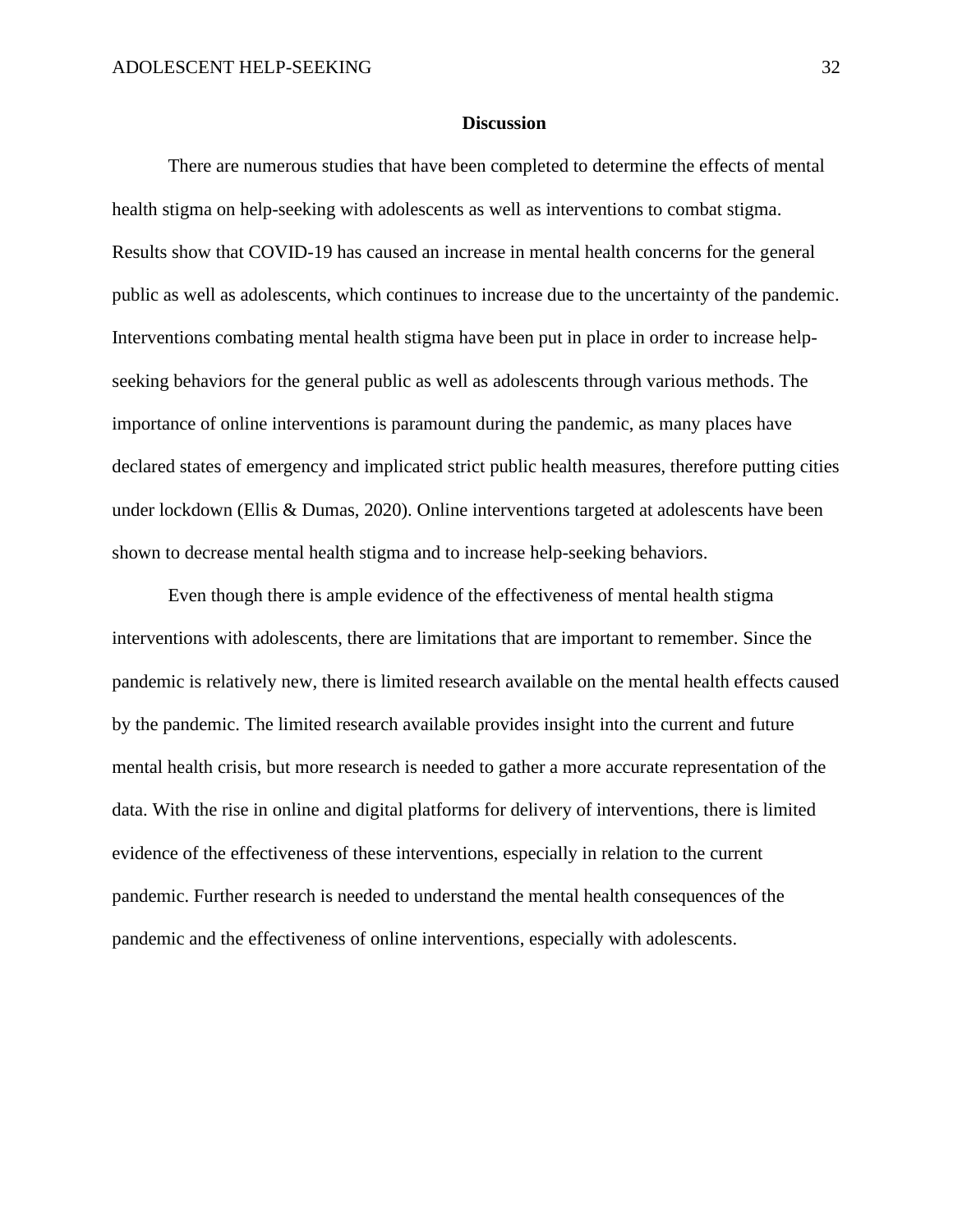## Discussion

There are numerous studies that have been completed to determine the effects of mental health stigma on help-seeking with adolescents as well as interventions to combat stigma. Results show that COVID-19 has caused an increase in mental health concerns for the general public as well as adolescents, which continues to increase due to the uncertainty of the pandemic. Interventions combating mental health stigma have been put in place in order to increase help-seeking behaviors for the general public as well as adolescents through various methods. The importance of online interventions is paramount during the pandemic, as many places have declared states of emergency and implicated strict public health measures, therefore putting cities under lockdown (Ellis & Dumas, 2020). Online interventions targeted at adolescents have been shown to decrease mental health stigma and to increase help-seeking behaviors.

Even though there is ample evidence of the effectiveness of mental health stigma interventions with adolescents, there are limitations that are important to remember. Since the pandemic is relatively new, there is limited research available on the mental health effects caused by the pandemic. The limited research available provides insight into the current and future mental health crisis, but more research is needed to gather a more accurate representation of the data. With the rise in online and digital platforms for delivery of interventions, there is limited evidence of the effectiveness of these interventions, especially in relation to the current pandemic. Further research is needed to understand the mental health consequences of the pandemic and the effectiveness of online interventions, especially with adolescents.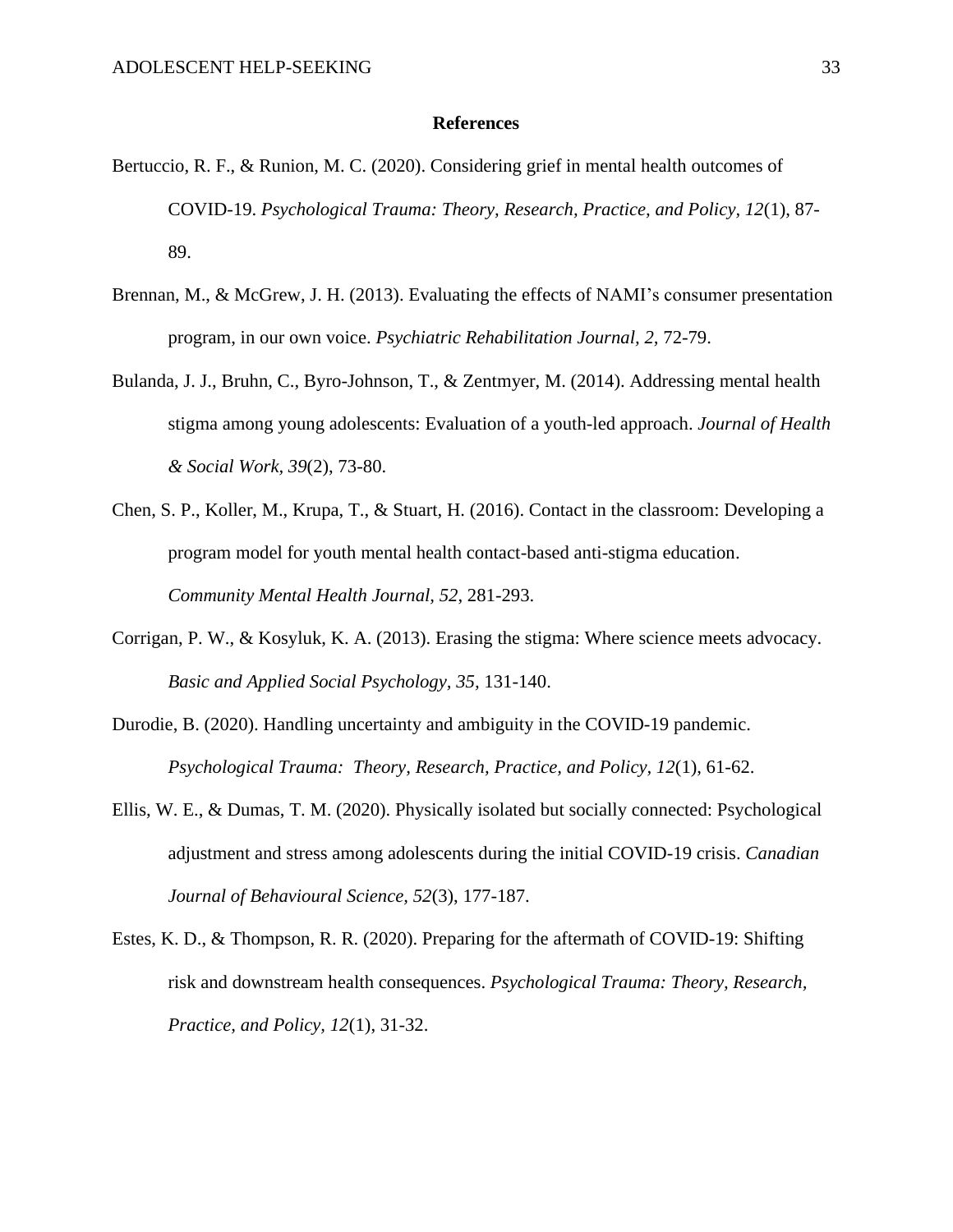## References

Bertuccio, R. F., & Runion, M. C. (2020). Considering grief in mental health outcomes of COVID-19. *Psychological Trauma: Theory, Research, Practice, and Policy*, *12*(1), 87-89.

Brennan, M., & McGrew, J. H. (2013). Evaluating the effects of NAMI's consumer presentation program, in our own voice. *Psychiatric Rehabilitation Journal, 2,* 72-79.

Bulanda, J. J., Bruhn, C., Byro-Johnson, T., & Zentmyer, M. (2014). Addressing mental health stigma among young adolescents: Evaluation of a youth-led approach. *Journal of Health & Social Work, 39*(2), 73-80.

Chen, S. P., Koller, M., Krupa, T., & Stuart, H. (2016). Contact in the classroom: Developing a program model for youth mental health contact-based anti-stigma education. *Community Mental Health Journal, 52*, 281-293.

Corrigan, P. W., & Kosyluk, K. A. (2013). Erasing the stigma: Where science meets advocacy. *Basic and Applied Social Psychology, 35,* 131-140.

Durodie, B. (2020). Handling uncertainty and ambiguity in the COVID-19 pandemic. *Psychological Trauma: Theory, Research, Practice, and Policy*, *12*(1), 61-62.

Ellis, W. E., & Dumas, T. M. (2020). Physically isolated but socially connected: Psychological adjustment and stress among adolescents during the initial COVID-19 crisis. *Canadian Journal of Behavioural Science, 52*(3), 177-187.

Estes, K. D., & Thompson, R. R. (2020). Preparing for the aftermath of COVID-19: Shifting risk and downstream health consequences. *Psychological Trauma: Theory, Research, Practice, and Policy, 12*(1), 31-32.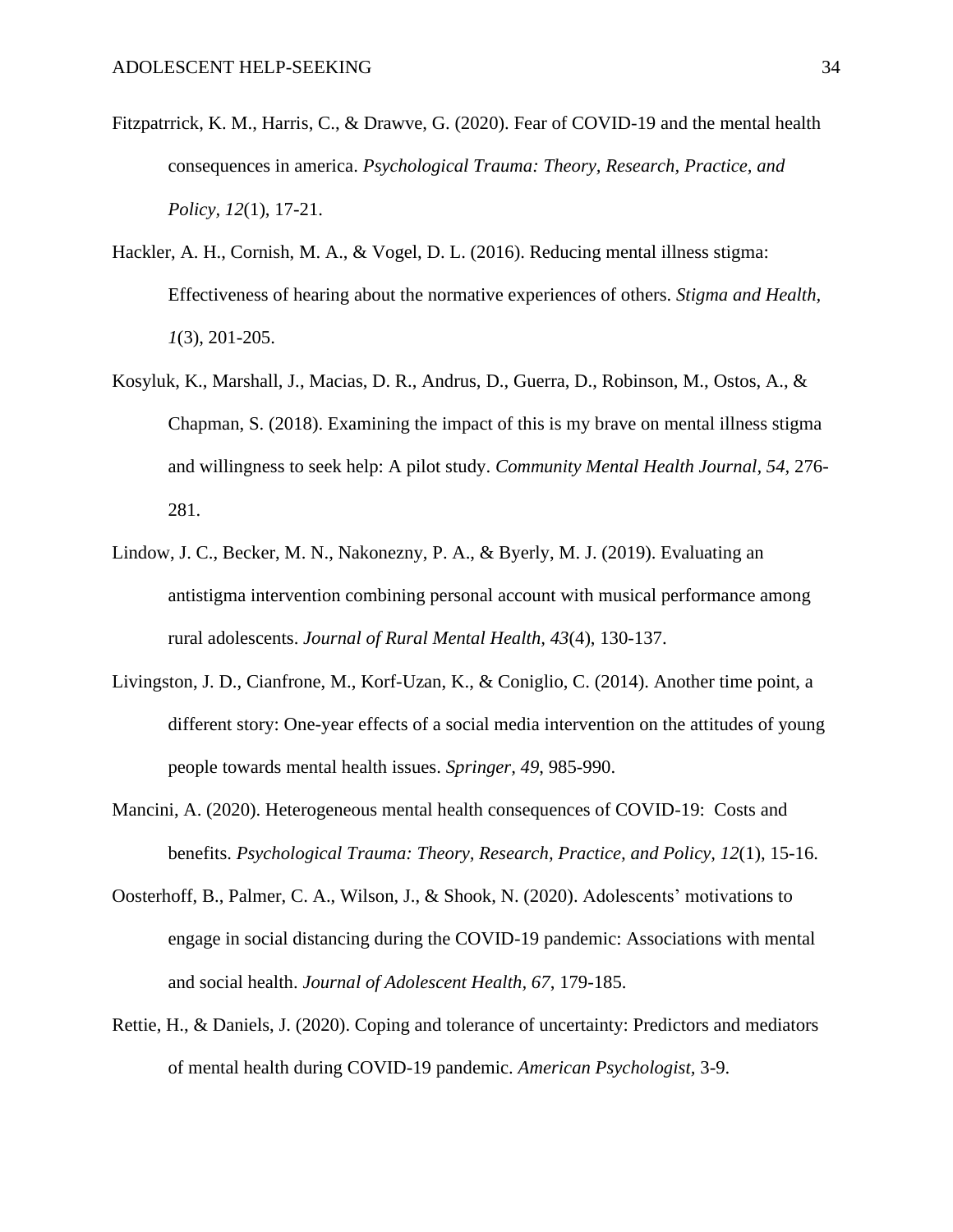Fitzpatrrick, K. M., Harris, C., & Drawve, G. (2020). Fear of COVID-19 and the mental health consequences in america. *Psychological Trauma: Theory, Research, Practice, and Policy, 12*(1), 17-21.

Hackler, A. H., Cornish, M. A., & Vogel, D. L. (2016). Reducing mental illness stigma: Effectiveness of hearing about the normative experiences of others. *Stigma and Health, 1*(3), 201-205.

Kosyluk, K., Marshall, J., Macias, D. R., Andrus, D., Guerra, D., Robinson, M., Ostos, A., & Chapman, S. (2018). Examining the impact of this is my brave on mental illness stigma and willingness to seek help: A pilot study. *Community Mental Health Journal, 54,* 276-281.

Lindow, J. C., Becker, M. N., Nakonezny, P. A., & Byerly, M. J. (2019). Evaluating an antistigma intervention combining personal account with musical performance among rural adolescents. *Journal of Rural Mental Health, 43*(4), 130-137.

Livingston, J. D., Cianfrone, M., Korf-Uzan, K., & Coniglio, C. (2014). Another time point, a different story: One-year effects of a social media intervention on the attitudes of young people towards mental health issues. *Springer, 49,* 985-990.

Mancini, A. (2020). Heterogeneous mental health consequences of COVID-19: Costs and benefits. *Psychological Trauma: Theory, Research, Practice, and Policy, 12*(1), 15-16.

Oosterhoff, B., Palmer, C. A., Wilson, J., & Shook, N. (2020). Adolescents' motivations to engage in social distancing during the COVID-19 pandemic: Associations with mental and social health. *Journal of Adolescent Health, 67,* 179-185.

Rettie, H., & Daniels, J. (2020). Coping and tolerance of uncertainty: Predictors and mediators of mental health during COVID-19 pandemic. *American Psychologist,* 3-9.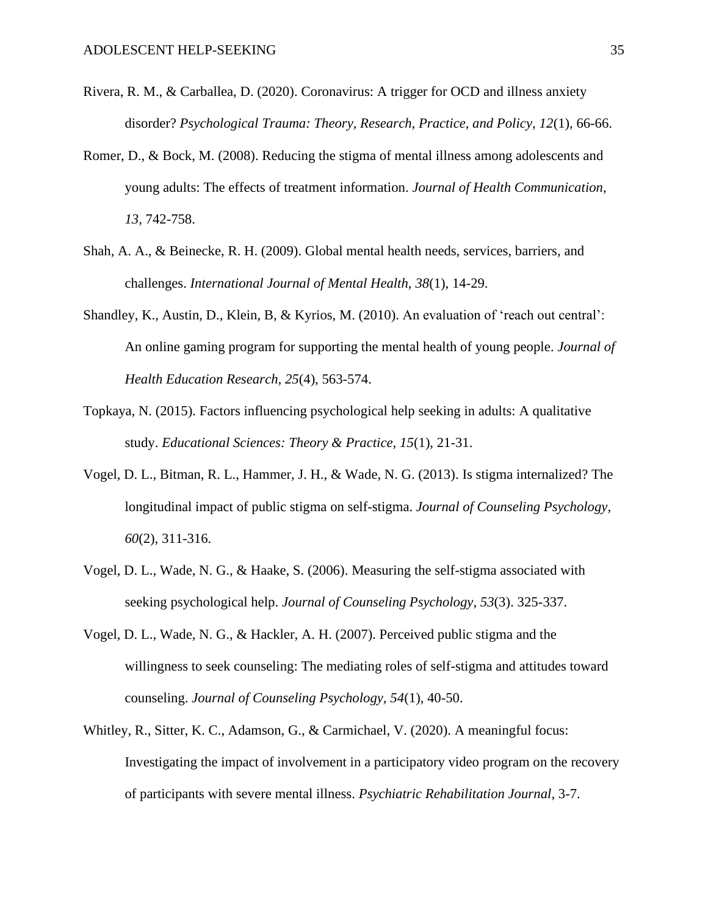Rivera, R. M., & Carballea, D. (2020). Coronavirus: A trigger for OCD and illness anxiety disorder? *Psychological Trauma: Theory, Research, Practice, and Policy, 12*(1), 66-66.

Romer, D., & Bock, M. (2008). Reducing the stigma of mental illness among adolescents and young adults: The effects of treatment information. *Journal of Health Communication, 13*, 742-758.

Shah, A. A., & Beinecke, R. H. (2009). Global mental health needs, services, barriers, and challenges. *International Journal of Mental Health, 38*(1), 14-29.

Shandley, K., Austin, D., Klein, B, & Kyrios, M. (2010). An evaluation of 'reach out central': An online gaming program for supporting the mental health of young people. *Journal of Health Education Research, 25*(4), 563-574.

Topkaya, N. (2015). Factors influencing psychological help seeking in adults: A qualitative study. *Educational Sciences: Theory & Practice, 15*(1), 21-31.

Vogel, D. L., Bitman, R. L., Hammer, J. H., & Wade, N. G. (2013). Is stigma internalized? The longitudinal impact of public stigma on self-stigma. *Journal of Counseling Psychology, 60*(2), 311-316.

Vogel, D. L., Wade, N. G., & Haake, S. (2006). Measuring the self-stigma associated with seeking psychological help. *Journal of Counseling Psychology, 53*(3). 325-337.

Vogel, D. L., Wade, N. G., & Hackler, A. H. (2007). Perceived public stigma and the willingness to seek counseling: The mediating roles of self-stigma and attitudes toward counseling. *Journal of Counseling Psychology, 54*(1), 40-50.

Whitley, R., Sitter, K. C., Adamson, G., & Carmichael, V. (2020). A meaningful focus: Investigating the impact of involvement in a participatory video program on the recovery of participants with severe mental illness. *Psychiatric Rehabilitation Journal,* 3-7.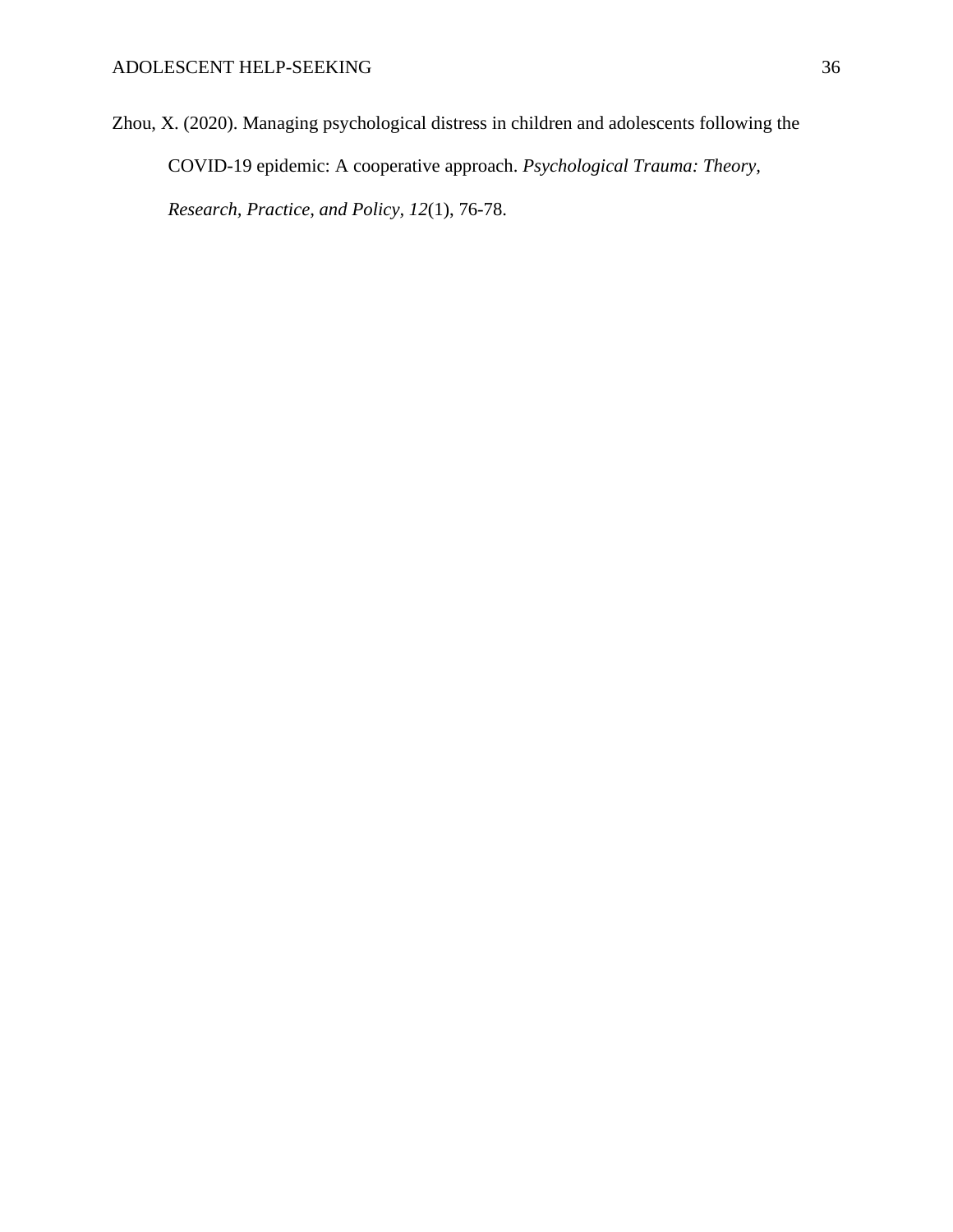Zhou, X. (2020). Managing psychological distress in children and adolescents following the COVID-19 epidemic: A cooperative approach. *Psychological Trauma: Theory, Research, Practice, and Policy, 12*(1), 76-78.